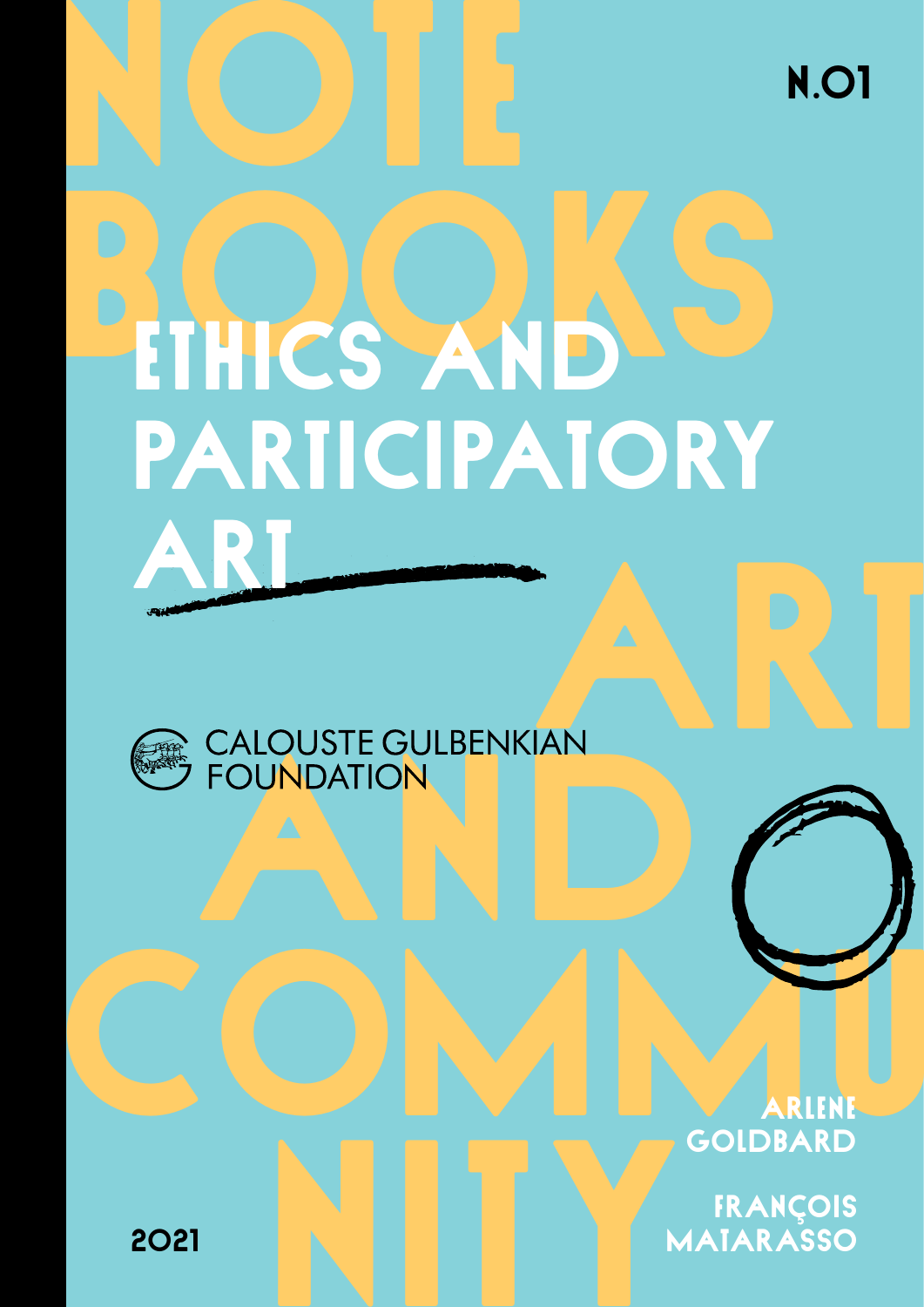# NOTEBOOKS

N.01

# ETHICS AND PARTICIPATORY ART

ART AND COMMUNITY

CALOUSTE GULBENKIAN FOUNDATION

ARLENE GOLDBARD

FRANÇOIS MATARASSO

2021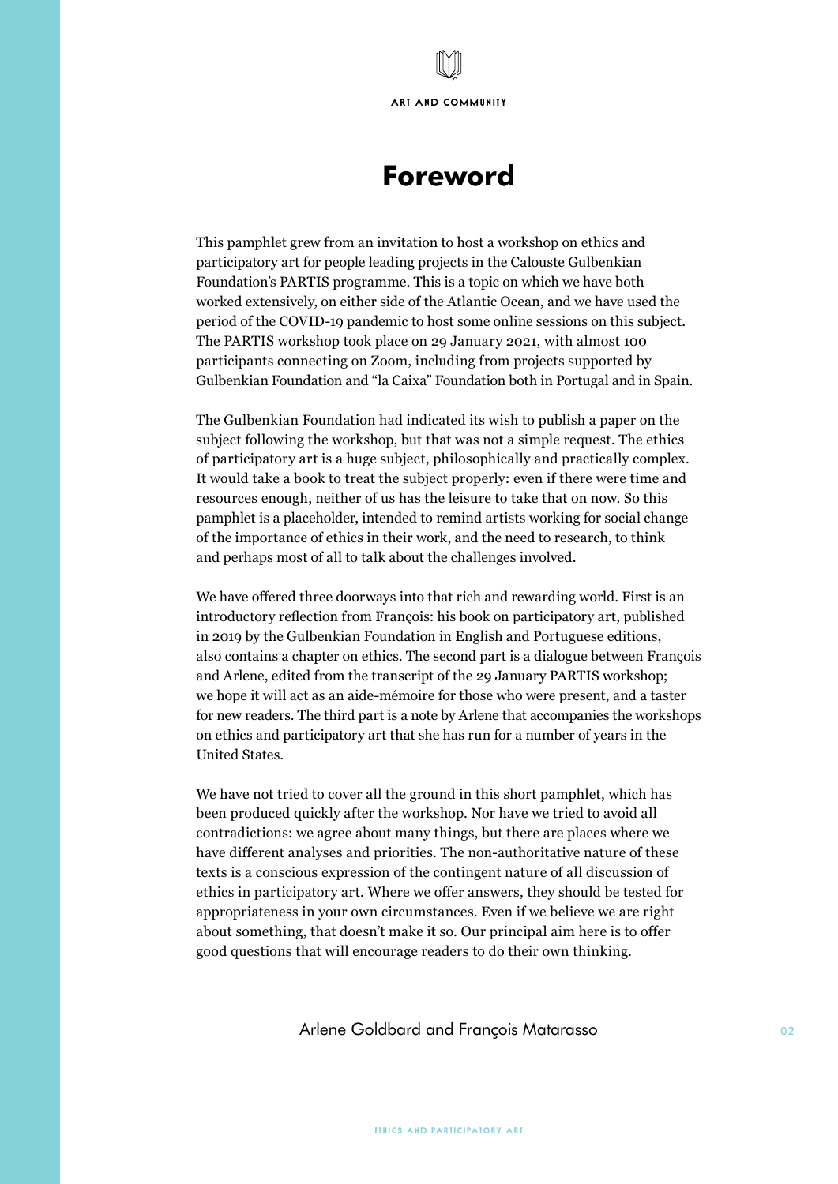# Foreword

This pamphlet grew from an invitation to host a workshop on ethics and participatory art for people leading projects in the Calouste Gulbenkian Foundation's PARTIS programme. This is a topic on which we have both worked extensively, on either side of the Atlantic Ocean, and we have used the period of the COVID-19 pandemic to host some online sessions on this subject. The PARTIS workshop took place on 29 January 2021, with almost 100 participants connecting on Zoom, including from projects supported by Gulbenkian Foundation and "la Caixa" Foundation both in Portugal and in Spain.

The Gulbenkian Foundation had indicated its wish to publish a paper on the subject following the workshop, but that was not a simple request. The ethics of participatory art is a huge subject, philosophically and practically complex. It would take a book to treat the subject properly: even if there were time and resources enough, neither of us has the leisure to take that on now. So this pamphlet is a placeholder, intended to remind artists working for social change of the importance of ethics in their work, and the need to research, to think and perhaps most of all to talk about the challenges involved.

We have offered three doorways into that rich and rewarding world. First is an introductory reflection from François: his book on participatory art, published in 2019 by the Gulbenkian Foundation in English and Portuguese editions, also contains a chapter on ethics. The second part is a dialogue between François and Arlene, edited from the transcript of the 29 January PARTIS workshop; we hope it will act as an aide-mémoire for those who were present, and a taster for new readers. The third part is a note by Arlene that accompanies the workshops on ethics and participatory art that she has run for a number of years in the United States.

We have not tried to cover all the ground in this short pamphlet, which has been produced quickly after the workshop. Nor have we tried to avoid all contradictions: we agree about many things, but there are places where we have different analyses and priorities. The non-authoritative nature of these texts is a conscious expression of the contingent nature of all discussion of ethics in participatory art. Where we offer answers, they should be tested for appropriateness in your own circumstances. Even if we believe we are right about something, that doesn't make it so. Our principal aim here is to offer good questions that will encourage readers to do their own thinking.

Arlene Goldbard and François Matarasso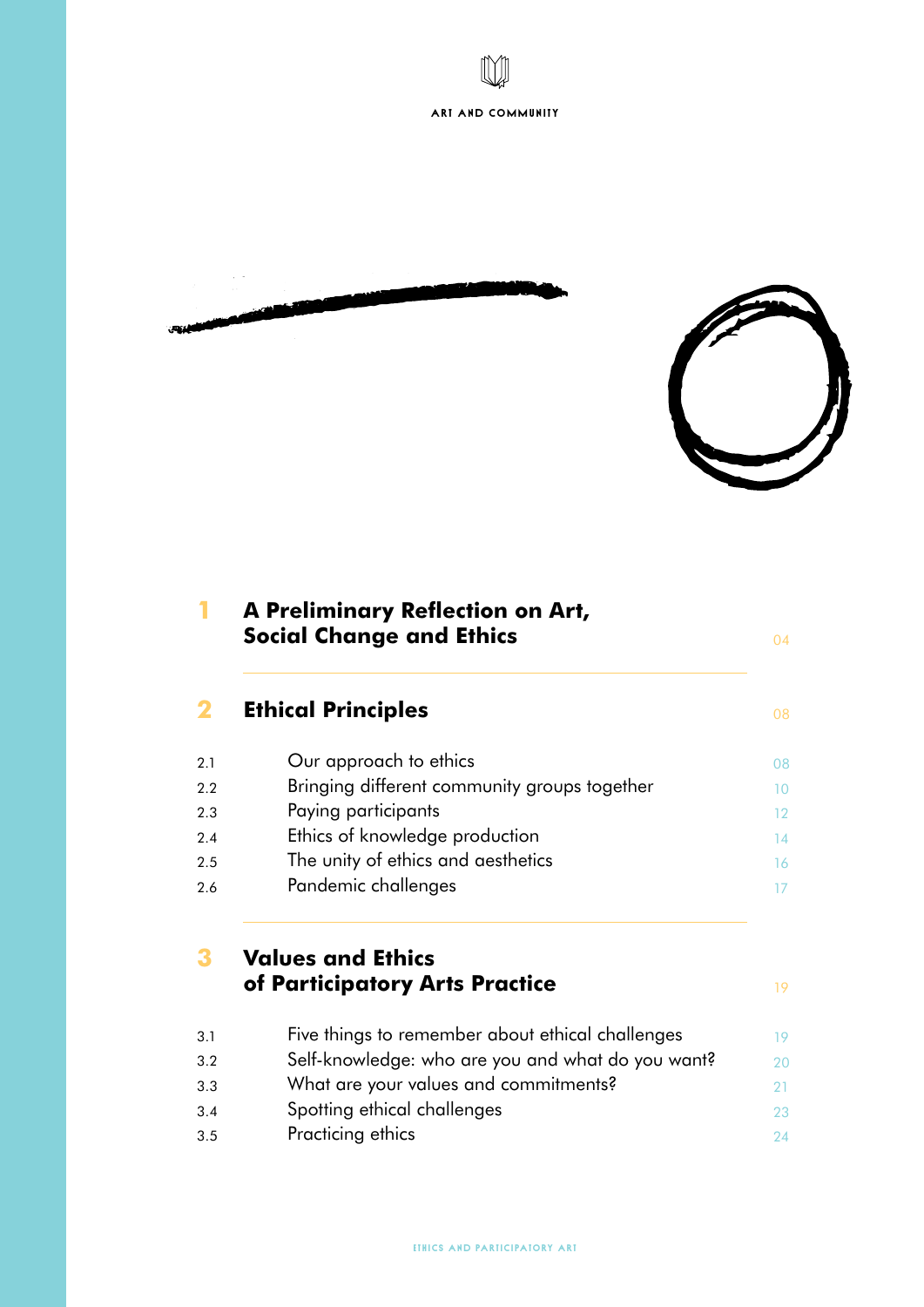ART AND COMMUNITY

| | | |
|---|---|---|
| **1** | **A Preliminary Reflection on Art, Social Change and Ethics** | 04 |
| **2** | **Ethical Principles** | 08 |
| 2.1 | Our approach to ethics | 08 |
| 2.2 | Bringing different community groups together | 10 |
| 2.3 | Paying participants | 12 |
| 2.4 | Ethics of knowledge production | 14 |
| 2.5 | The unity of ethics and aesthetics | 16 |
| 2.6 | Pandemic challenges | 17 |
| **3** | **Values and Ethics of Participatory Arts Practice** | 19 |
| 3.1 | Five things to remember about ethical challenges | 19 |
| 3.2 | Self-knowledge: who are you and what do you want? | 20 |
| 3.3 | What are your values and commitments? | 21 |
| 3.4 | Spotting ethical challenges | 23 |
| 3.5 | Practicing ethics | 24 |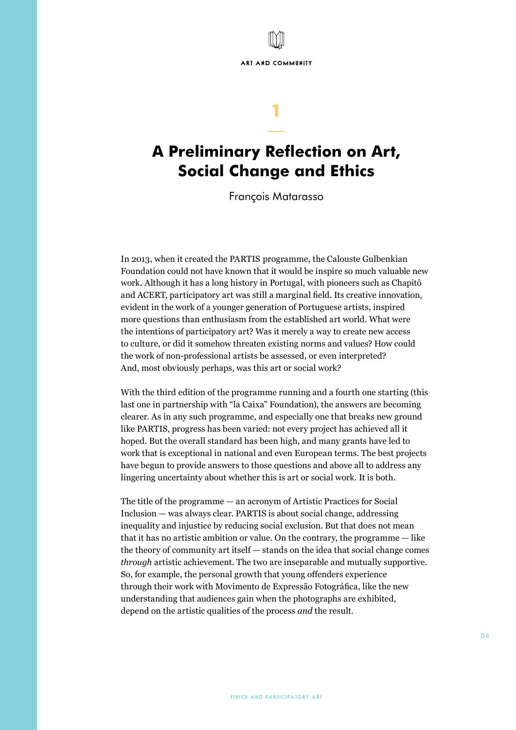# 1

## A Preliminary Reflection on Art, Social Change and Ethics

François Matarasso

In 2013, when it created the PARTIS programme, the Calouste Gulbenkian Foundation could not have known that it would be inspire so much valuable new work. Although it has a long history in Portugal, with pioneers such as Chapitô and ACERT, participatory art was still a marginal field. Its creative innovation, evident in the work of a younger generation of Portuguese artists, inspired more questions than enthusiasm from the established art world. What were the intentions of participatory art? Was it merely a way to create new access to culture, or did it somehow threaten existing norms and values? How could the work of non-professional artists be assessed, or even interpreted? And, most obviously perhaps, was this art or social work?

With the third edition of the programme running and a fourth one starting (this last one in partnership with "la Caixa" Foundation), the answers are becoming clearer. As in any such programme, and especially one that breaks new ground like PARTIS, progress has been varied: not every project has achieved all it hoped. But the overall standard has been high, and many grants have led to work that is exceptional in national and even European terms. The best projects have begun to provide answers to those questions and above all to address any lingering uncertainty about whether this is art or social work. It is both.

The title of the programme — an acronym of Artistic Practices for Social Inclusion — was always clear. PARTIS is about social change, addressing inequality and injustice by reducing social exclusion. But that does not mean that it has no artistic ambition or value. On the contrary, the programme — like the theory of community art itself — stands on the idea that social change comes *through* artistic achievement. The two are inseparable and mutually supportive. So, for example, the personal growth that young offenders experience through their work with Movimento de Expressão Fotográfica, like the new understanding that audiences gain when the photographs are exhibited, depend on the artistic qualities of the process *and* the result.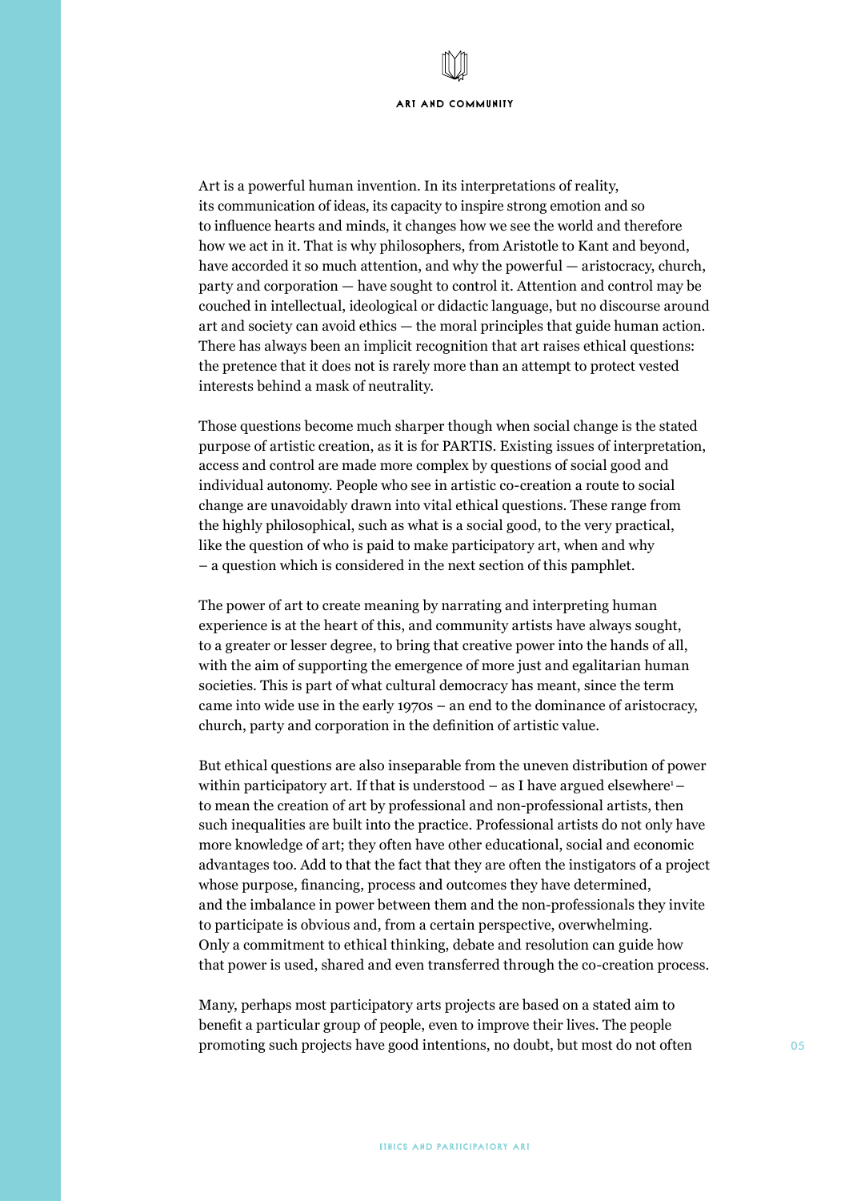Art is a powerful human invention. In its interpretations of reality, its communication of ideas, its capacity to inspire strong emotion and so to influence hearts and minds, it changes how we see the world and therefore how we act in it. That is why philosophers, from Aristotle to Kant and beyond, have accorded it so much attention, and why the powerful — aristocracy, church, party and corporation — have sought to control it. Attention and control may be couched in intellectual, ideological or didactic language, but no discourse around art and society can avoid ethics — the moral principles that guide human action. There has always been an implicit recognition that art raises ethical questions: the pretence that it does not is rarely more than an attempt to protect vested interests behind a mask of neutrality.

Those questions become much sharper though when social change is the stated purpose of artistic creation, as it is for PARTIS. Existing issues of interpretation, access and control are made more complex by questions of social good and individual autonomy. People who see in artistic co-creation a route to social change are unavoidably drawn into vital ethical questions. These range from the highly philosophical, such as what is a social good, to the very practical, like the question of who is paid to make participatory art, when and why – a question which is considered in the next section of this pamphlet.

The power of art to create meaning by narrating and interpreting human experience is at the heart of this, and community artists have always sought, to a greater or lesser degree, to bring that creative power into the hands of all, with the aim of supporting the emergence of more just and egalitarian human societies. This is part of what cultural democracy has meant, since the term came into wide use in the early 1970s – an end to the dominance of aristocracy, church, party and corporation in the definition of artistic value.

But ethical questions are also inseparable from the uneven distribution of power within participatory art. If that is understood – as I have argued elsewhere[1] – to mean the creation of art by professional and non-professional artists, then such inequalities are built into the practice. Professional artists do not only have more knowledge of art; they often have other educational, social and economic advantages too. Add to that the fact that they are often the instigators of a project whose purpose, financing, process and outcomes they have determined, and the imbalance in power between them and the non-professionals they invite to participate is obvious and, from a certain perspective, overwhelming. Only a commitment to ethical thinking, debate and resolution can guide how that power is used, shared and even transferred through the co-creation process.

Many, perhaps most participatory arts projects are based on a stated aim to benefit a particular group of people, even to improve their lives. The people promoting such projects have good intentions, no doubt, but most do not often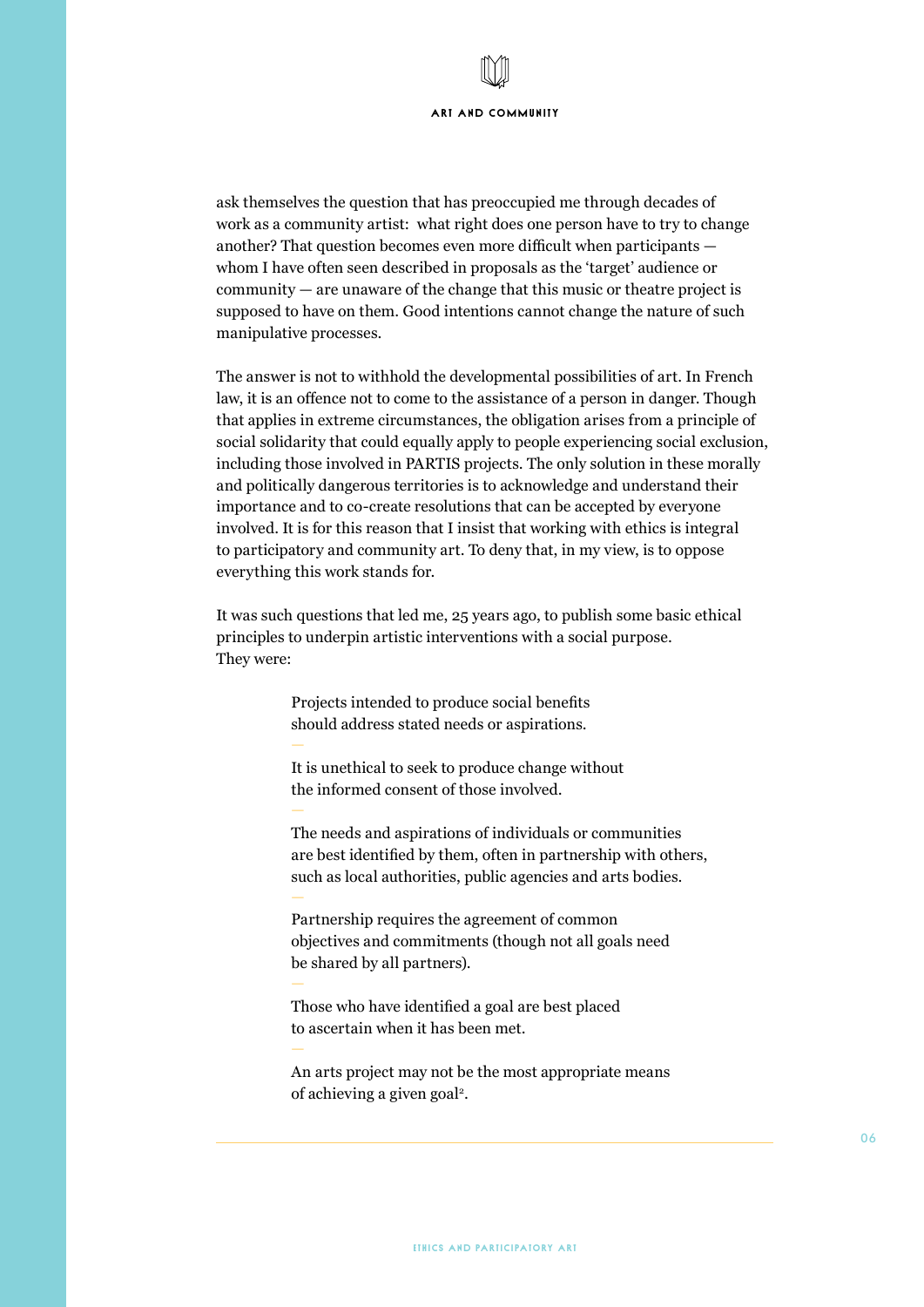ask themselves the question that has preoccupied me through decades of work as a community artist: what right does one person have to try to change another? That question becomes even more difficult when participants — whom I have often seen described in proposals as the 'target' audience or community — are unaware of the change that this music or theatre project is supposed to have on them. Good intentions cannot change the nature of such manipulative processes.

The answer is not to withhold the developmental possibilities of art. In French law, it is an offence not to come to the assistance of a person in danger. Though that applies in extreme circumstances, the obligation arises from a principle of social solidarity that could equally apply to people experiencing social exclusion, including those involved in PARTIS projects. The only solution in these morally and politically dangerous territories is to acknowledge and understand their importance and to co-create resolutions that can be accepted by everyone involved. It is for this reason that I insist that working with ethics is integral to participatory and community art. To deny that, in my view, is to oppose everything this work stands for.

It was such questions that led me, 25 years ago, to publish some basic ethical principles to underpin artistic interventions with a social purpose. They were:

> Projects intended to produce social benefits should address stated needs or aspirations.
>
> —
>
> It is unethical to seek to produce change without the informed consent of those involved.
>
> —
>
> The needs and aspirations of individuals or communities are best identified by them, often in partnership with others, such as local authorities, public agencies and arts bodies.
>
> —
>
> Partnership requires the agreement of common objectives and commitments (though not all goals need be shared by all partners).
>
> —
>
> Those who have identified a goal are best placed to ascertain when it has been met.
>
> —
>
> An arts project may not be the most appropriate means of achieving a given goal[2].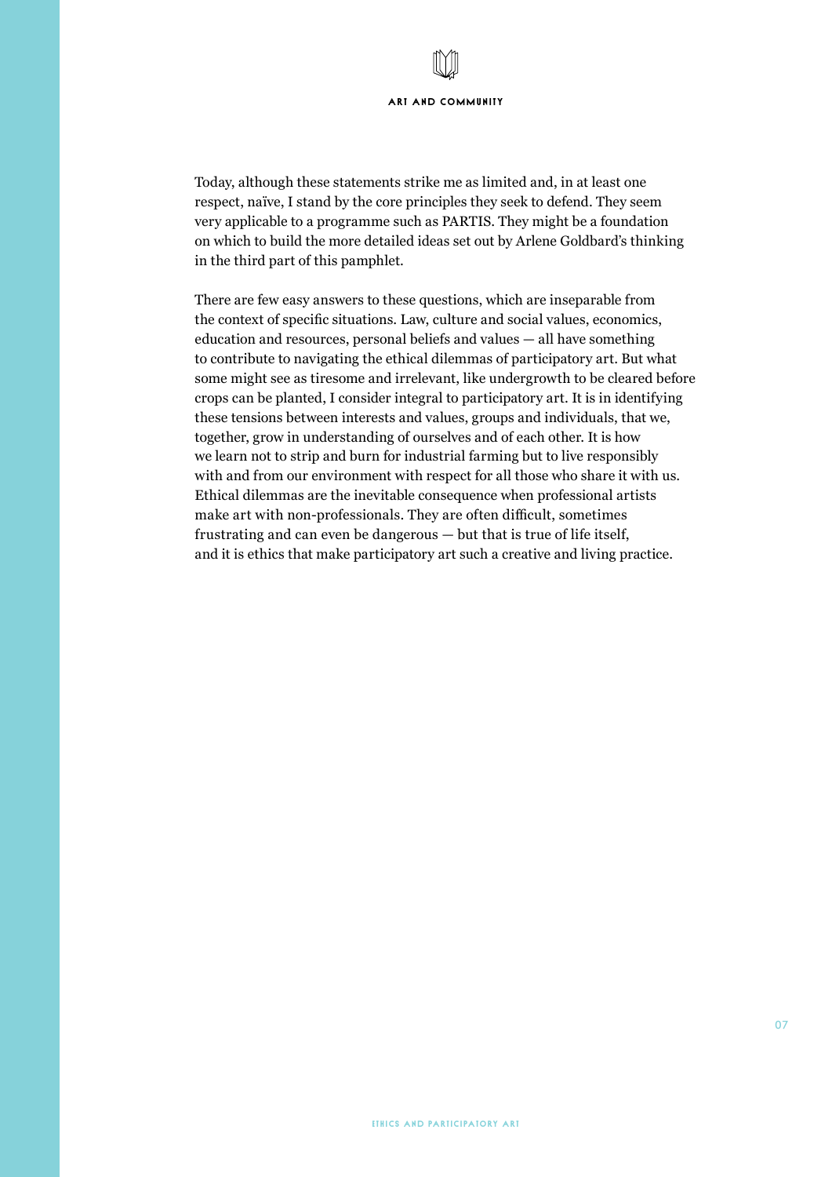Today, although these statements strike me as limited and, in at least one respect, naïve, I stand by the core principles they seek to defend. They seem very applicable to a programme such as PARTIS. They might be a foundation on which to build the more detailed ideas set out by Arlene Goldbard's thinking in the third part of this pamphlet.

There are few easy answers to these questions, which are inseparable from the context of specific situations. Law, culture and social values, economics, education and resources, personal beliefs and values — all have something to contribute to navigating the ethical dilemmas of participatory art. But what some might see as tiresome and irrelevant, like undergrowth to be cleared before crops can be planted, I consider integral to participatory art. It is in identifying these tensions between interests and values, groups and individuals, that we, together, grow in understanding of ourselves and of each other. It is how we learn not to strip and burn for industrial farming but to live responsibly with and from our environment with respect for all those who share it with us. Ethical dilemmas are the inevitable consequence when professional artists make art with non-professionals. They are often difficult, sometimes frustrating and can even be dangerous — but that is true of life itself, and it is ethics that make participatory art such a creative and living practice.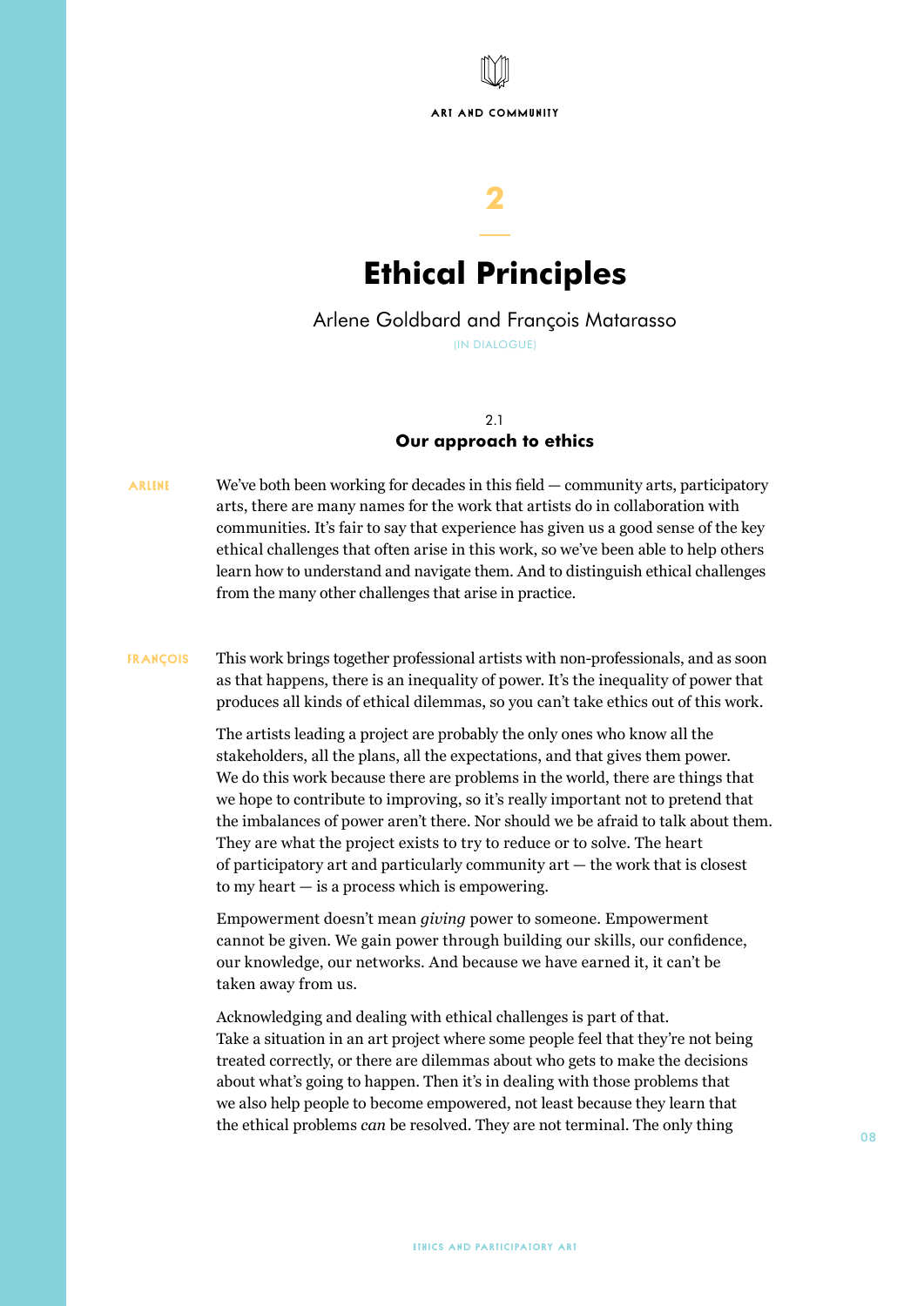# 2

## Ethical Principles

Arlene Goldbard and François Matarasso

(IN DIALOGUE)

### 2.1
### Our approach to ethics

**ARLENE** We've both been working for decades in this field — community arts, participatory arts, there are many names for the work that artists do in collaboration with communities. It's fair to say that experience has given us a good sense of the key ethical challenges that often arise in this work, so we've been able to help others learn how to understand and navigate them. And to distinguish ethical challenges from the many other challenges that arise in practice.

**FRANÇOIS** This work brings together professional artists with non-professionals, and as soon as that happens, there is an inequality of power. It's the inequality of power that produces all kinds of ethical dilemmas, so you can't take ethics out of this work.

The artists leading a project are probably the only ones who know all the stakeholders, all the plans, all the expectations, and that gives them power. We do this work because there are problems in the world, there are things that we hope to contribute to improving, so it's really important not to pretend that the imbalances of power aren't there. Nor should we be afraid to talk about them. They are what the project exists to try to reduce or to solve. The heart of participatory art and particularly community art — the work that is closest to my heart — is a process which is empowering.

Empowerment doesn't mean *giving* power to someone. Empowerment cannot be given. We gain power through building our skills, our confidence, our knowledge, our networks. And because we have earned it, it can't be taken away from us.

Acknowledging and dealing with ethical challenges is part of that. Take a situation in an art project where some people feel that they're not being treated correctly, or there are dilemmas about who gets to make the decisions about what's going to happen. Then it's in dealing with those problems that we also help people to become empowered, not least because they learn that the ethical problems *can* be resolved. They are not terminal. The only thing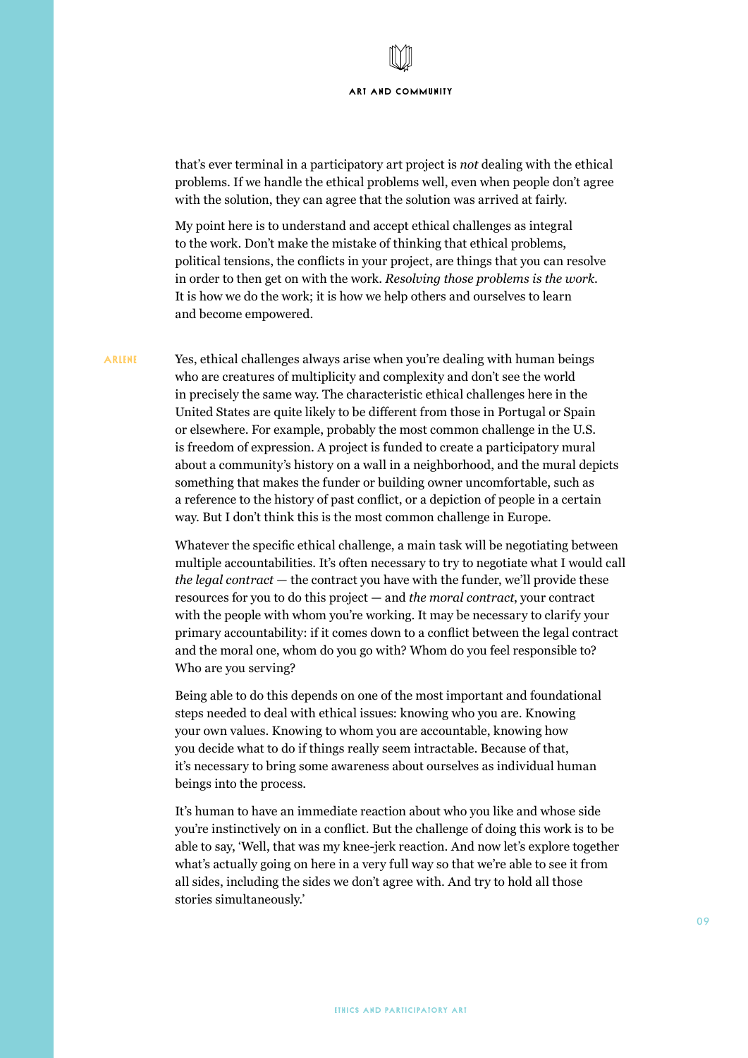that's ever terminal in a participatory art project is *not* dealing with the ethical problems. If we handle the ethical problems well, even when people don't agree with the solution, they can agree that the solution was arrived at fairly.

My point here is to understand and accept ethical challenges as integral to the work. Don't make the mistake of thinking that ethical problems, political tensions, the conflicts in your project, are things that you can resolve in order to then get on with the work. *Resolving those problems is the work*. It is how we do the work; it is how we help others and ourselves to learn and become empowered.

**ARLENE** Yes, ethical challenges always arise when you're dealing with human beings who are creatures of multiplicity and complexity and don't see the world in precisely the same way. The characteristic ethical challenges here in the United States are quite likely to be different from those in Portugal or Spain or elsewhere. For example, probably the most common challenge in the U.S. is freedom of expression. A project is funded to create a participatory mural about a community's history on a wall in a neighborhood, and the mural depicts something that makes the funder or building owner uncomfortable, such as a reference to the history of past conflict, or a depiction of people in a certain way. But I don't think this is the most common challenge in Europe.

Whatever the specific ethical challenge, a main task will be negotiating between multiple accountabilities. It's often necessary to try to negotiate what I would call *the legal contract* — the contract you have with the funder, we'll provide these resources for you to do this project — and *the moral contract*, your contract with the people with whom you're working. It may be necessary to clarify your primary accountability: if it comes down to a conflict between the legal contract and the moral one, whom do you go with? Whom do you feel responsible to? Who are you serving?

Being able to do this depends on one of the most important and foundational steps needed to deal with ethical issues: knowing who you are. Knowing your own values. Knowing to whom you are accountable, knowing how you decide what to do if things really seem intractable. Because of that, it's necessary to bring some awareness about ourselves as individual human beings into the process.

It's human to have an immediate reaction about who you like and whose side you're instinctively on in a conflict. But the challenge of doing this work is to be able to say, 'Well, that was my knee-jerk reaction. And now let's explore together what's actually going on here in a very full way so that we're able to see it from all sides, including the sides we don't agree with. And try to hold all those stories simultaneously.'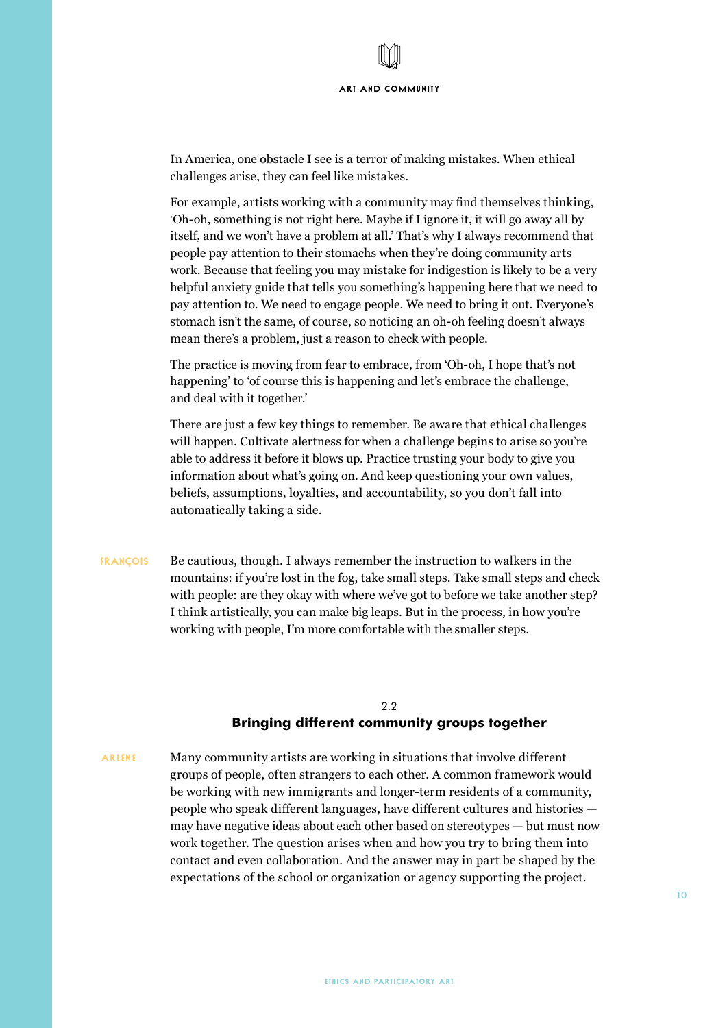In America, one obstacle I see is a terror of making mistakes. When ethical challenges arise, they can feel like mistakes.

For example, artists working with a community may find themselves thinking, 'Oh-oh, something is not right here. Maybe if I ignore it, it will go away all by itself, and we won't have a problem at all.' That's why I always recommend that people pay attention to their stomachs when they're doing community arts work. Because that feeling you may mistake for indigestion is likely to be a very helpful anxiety guide that tells you something's happening here that we need to pay attention to. We need to engage people. We need to bring it out. Everyone's stomach isn't the same, of course, so noticing an oh-oh feeling doesn't always mean there's a problem, just a reason to check with people.

The practice is moving from fear to embrace, from 'Oh-oh, I hope that's not happening' to 'of course this is happening and let's embrace the challenge, and deal with it together.'

There are just a few key things to remember. Be aware that ethical challenges will happen. Cultivate alertness for when a challenge begins to arise so you're able to address it before it blows up. Practice trusting your body to give you information about what's going on. And keep questioning your own values, beliefs, assumptions, loyalties, and accountability, so you don't fall into automatically taking a side.

**FRANÇOIS** Be cautious, though. I always remember the instruction to walkers in the mountains: if you're lost in the fog, take small steps. Take small steps and check with people: are they okay with where we've got to before we take another step? I think artistically, you can make big leaps. But in the process, in how you're working with people, I'm more comfortable with the smaller steps.

## 2.2 Bringing different community groups together

**ARLENE** Many community artists are working in situations that involve different groups of people, often strangers to each other. A common framework would be working with new immigrants and longer-term residents of a community, people who speak different languages, have different cultures and histories — may have negative ideas about each other based on stereotypes — but must now work together. The question arises when and how you try to bring them into contact and even collaboration. And the answer may in part be shaped by the expectations of the school or organization or agency supporting the project.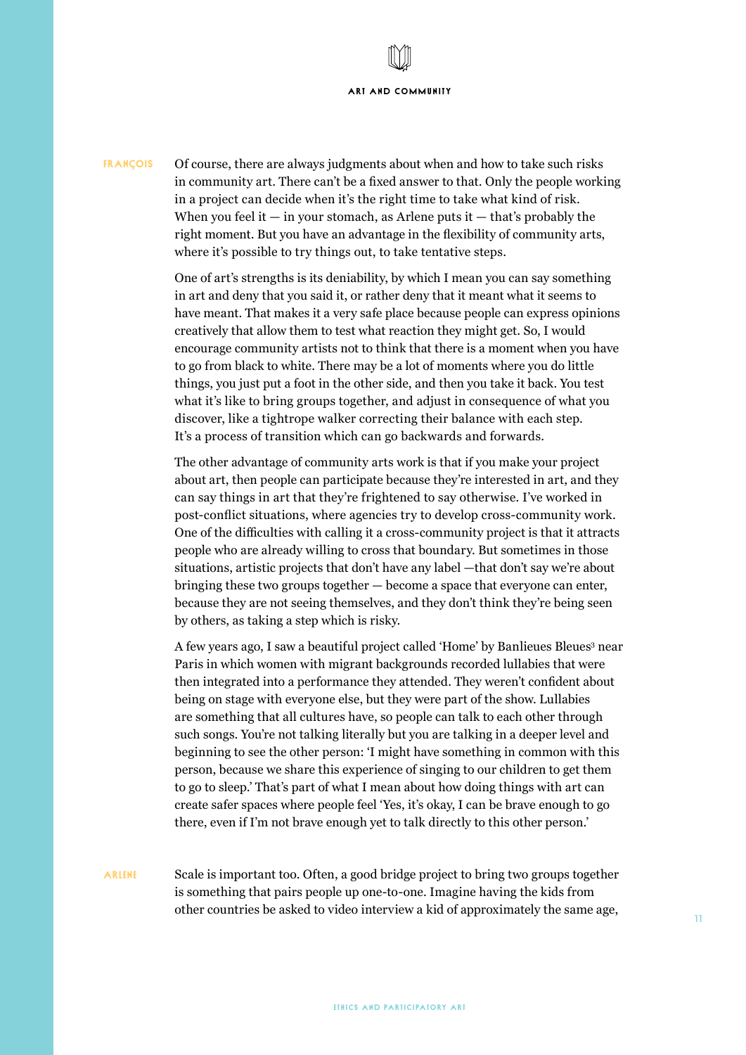**FRANÇOIS** Of course, there are always judgments about when and how to take such risks in community art. There can't be a fixed answer to that. Only the people working in a project can decide when it's the right time to take what kind of risk. When you feel it — in your stomach, as Arlene puts it — that's probably the right moment. But you have an advantage in the flexibility of community arts, where it's possible to try things out, to take tentative steps.

One of art's strengths is its deniability, by which I mean you can say something in art and deny that you said it, or rather deny that it meant what it seems to have meant. That makes it a very safe place because people can express opinions creatively that allow them to test what reaction they might get. So, I would encourage community artists not to think that there is a moment when you have to go from black to white. There may be a lot of moments where you do little things, you just put a foot in the other side, and then you take it back. You test what it's like to bring groups together, and adjust in consequence of what you discover, like a tightrope walker correcting their balance with each step. It's a process of transition which can go backwards and forwards.

The other advantage of community arts work is that if you make your project about art, then people can participate because they're interested in art, and they can say things in art that they're frightened to say otherwise. I've worked in post-conflict situations, where agencies try to develop cross-community work. One of the difficulties with calling it a cross-community project is that it attracts people who are already willing to cross that boundary. But sometimes in those situations, artistic projects that don't have any label —that don't say we're about bringing these two groups together — become a space that everyone can enter, because they are not seeing themselves, and they don't think they're being seen by others, as taking a step which is risky.

A few years ago, I saw a beautiful project called 'Home' by Banlieues Bleues[3] near Paris in which women with migrant backgrounds recorded lullabies that were then integrated into a performance they attended. They weren't confident about being on stage with everyone else, but they were part of the show. Lullabies are something that all cultures have, so people can talk to each other through such songs. You're not talking literally but you are talking in a deeper level and beginning to see the other person: 'I might have something in common with this person, because we share this experience of singing to our children to get them to go to sleep.' That's part of what I mean about how doing things with art can create safer spaces where people feel 'Yes, it's okay, I can be brave enough to go there, even if I'm not brave enough yet to talk directly to this other person.'

**ARLENE** Scale is important too. Often, a good bridge project to bring two groups together is something that pairs people up one-to-one. Imagine having the kids from other countries be asked to video interview a kid of approximately the same age,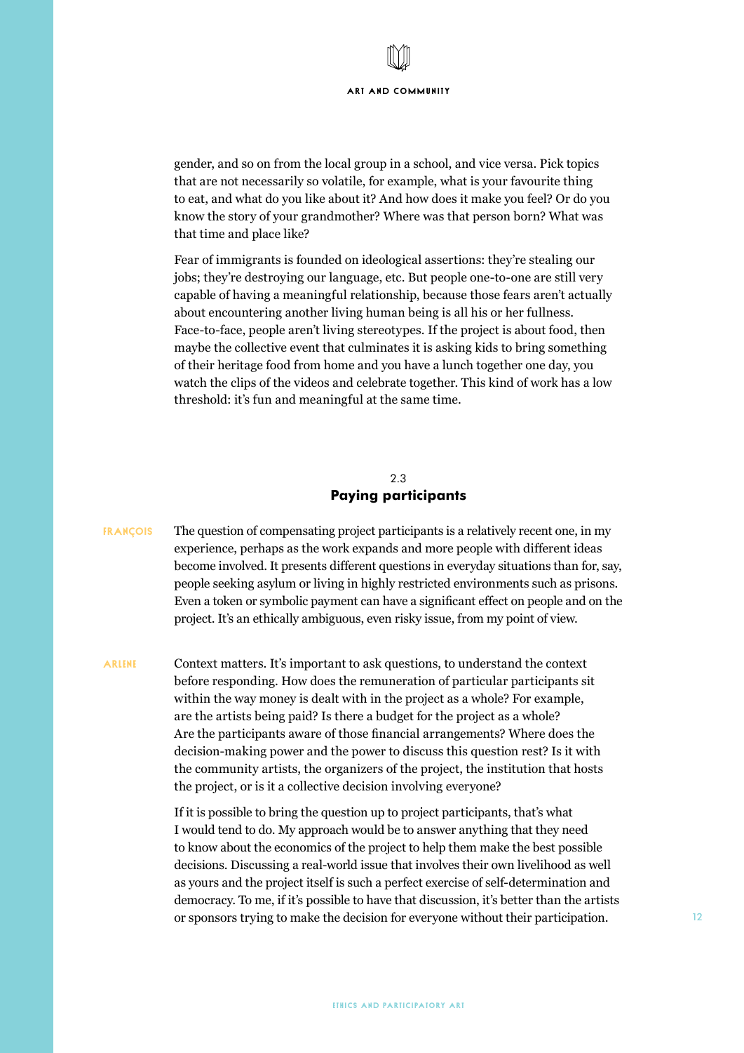gender, and so on from the local group in a school, and vice versa. Pick topics that are not necessarily so volatile, for example, what is your favourite thing to eat, and what do you like about it? And how does it make you feel? Or do you know the story of your grandmother? Where was that person born? What was that time and place like?

Fear of immigrants is founded on ideological assertions: they're stealing our jobs; they're destroying our language, etc. But people one-to-one are still very capable of having a meaningful relationship, because those fears aren't actually about encountering another living human being is all his or her fullness. Face-to-face, people aren't living stereotypes. If the project is about food, then maybe the collective event that culminates it is asking kids to bring something of their heritage food from home and you have a lunch together one day, you watch the clips of the videos and celebrate together. This kind of work has a low threshold: it's fun and meaningful at the same time.

## 2.3 Paying participants

**FRANÇOIS** The question of compensating project participants is a relatively recent one, in my experience, perhaps as the work expands and more people with different ideas become involved. It presents different questions in everyday situations than for, say, people seeking asylum or living in highly restricted environments such as prisons. Even a token or symbolic payment can have a significant effect on people and on the project. It's an ethically ambiguous, even risky issue, from my point of view.

**ARLENE** Context matters. It's important to ask questions, to understand the context before responding. How does the remuneration of particular participants sit within the way money is dealt with in the project as a whole? For example, are the artists being paid? Is there a budget for the project as a whole? Are the participants aware of those financial arrangements? Where does the decision-making power and the power to discuss this question rest? Is it with the community artists, the organizers of the project, the institution that hosts the project, or is it a collective decision involving everyone?

If it is possible to bring the question up to project participants, that's what I would tend to do. My approach would be to answer anything that they need to know about the economics of the project to help them make the best possible decisions. Discussing a real-world issue that involves their own livelihood as well as yours and the project itself is such a perfect exercise of self-determination and democracy. To me, if it's possible to have that discussion, it's better than the artists or sponsors trying to make the decision for everyone without their participation.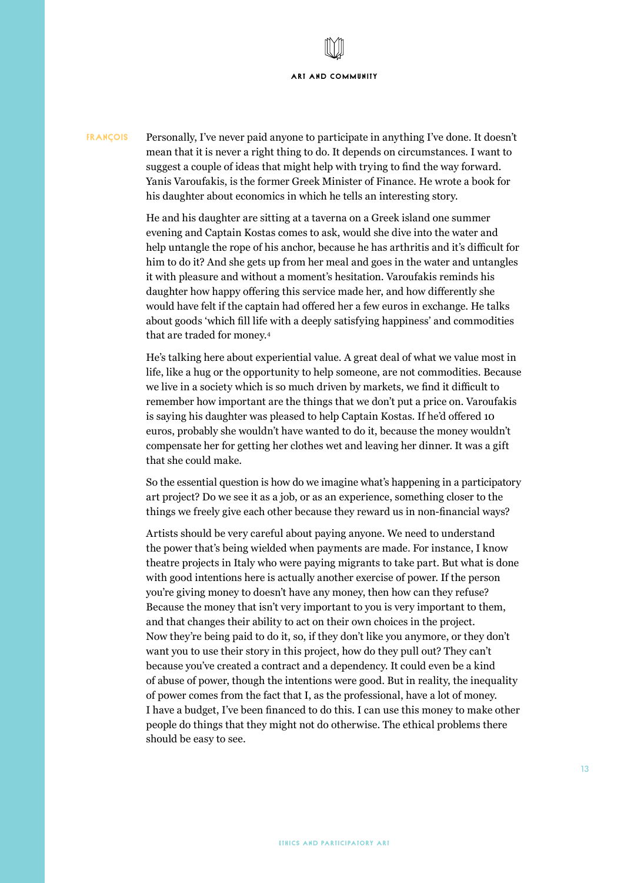**FRANÇOIS** Personally, I've never paid anyone to participate in anything I've done. It doesn't mean that it is never a right thing to do. It depends on circumstances. I want to suggest a couple of ideas that might help with trying to find the way forward. Yanis Varoufakis, is the former Greek Minister of Finance. He wrote a book for his daughter about economics in which he tells an interesting story.

He and his daughter are sitting at a taverna on a Greek island one summer evening and Captain Kostas comes to ask, would she dive into the water and help untangle the rope of his anchor, because he has arthritis and it's difficult for him to do it? And she gets up from her meal and goes in the water and untangles it with pleasure and without a moment's hesitation. Varoufakis reminds his daughter how happy offering this service made her, and how differently she would have felt if the captain had offered her a few euros in exchange. He talks about goods 'which fill life with a deeply satisfying happiness' and commodities that are traded for money.[4]

He's talking here about experiential value. A great deal of what we value most in life, like a hug or the opportunity to help someone, are not commodities. Because we live in a society which is so much driven by markets, we find it difficult to remember how important are the things that we don't put a price on. Varoufakis is saying his daughter was pleased to help Captain Kostas. If he'd offered 10 euros, probably she wouldn't have wanted to do it, because the money wouldn't compensate her for getting her clothes wet and leaving her dinner. It was a gift that she could make.

So the essential question is how do we imagine what's happening in a participatory art project? Do we see it as a job, or as an experience, something closer to the things we freely give each other because they reward us in non-financial ways?

Artists should be very careful about paying anyone. We need to understand the power that's being wielded when payments are made. For instance, I know theatre projects in Italy who were paying migrants to take part. But what is done with good intentions here is actually another exercise of power. If the person you're giving money to doesn't have any money, then how can they refuse? Because the money that isn't very important to you is very important to them, and that changes their ability to act on their own choices in the project. Now they're being paid to do it, so, if they don't like you anymore, or they don't want you to use their story in this project, how do they pull out? They can't because you've created a contract and a dependency. It could even be a kind of abuse of power, though the intentions were good. But in reality, the inequality of power comes from the fact that I, as the professional, have a lot of money. I have a budget, I've been financed to do this. I can use this money to make other people do things that they might not do otherwise. The ethical problems there should be easy to see.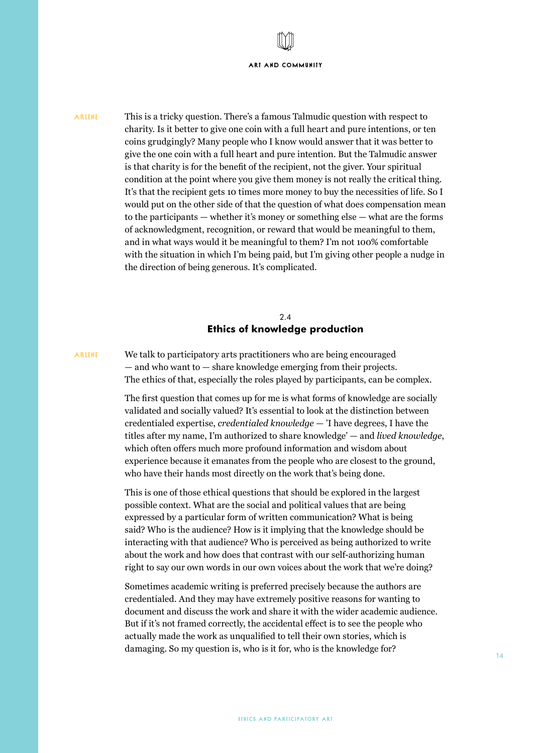**ARLENE** This is a tricky question. There's a famous Talmudic question with respect to charity. Is it better to give one coin with a full heart and pure intentions, or ten coins grudgingly? Many people who I know would answer that it was better to give the one coin with a full heart and pure intention. But the Talmudic answer is that charity is for the benefit of the recipient, not the giver. Your spiritual condition at the point where you give them money is not really the critical thing. It's that the recipient gets 10 times more money to buy the necessities of life. So I would put on the other side of that the question of what does compensation mean to the participants — whether it's money or something else — what are the forms of acknowledgment, recognition, or reward that would be meaningful to them, and in what ways would it be meaningful to them? I'm not 100% comfortable with the situation in which I'm being paid, but I'm giving other people a nudge in the direction of being generous. It's complicated.

## 2.4 Ethics of knowledge production

**ARLENE** We talk to participatory arts practitioners who are being encouraged — and who want to — share knowledge emerging from their projects. The ethics of that, especially the roles played by participants, can be complex.

The first question that comes up for me is what forms of knowledge are socially validated and socially valued? It's essential to look at the distinction between credentialed expertise, *credentialed knowledge* — 'I have degrees, I have the titles after my name, I'm authorized to share knowledge' — and *lived knowledge*, which often offers much more profound information and wisdom about experience because it emanates from the people who are closest to the ground, who have their hands most directly on the work that's being done.

This is one of those ethical questions that should be explored in the largest possible context. What are the social and political values that are being expressed by a particular form of written communication? What is being said? Who is the audience? How is it implying that the knowledge should be interacting with that audience? Who is perceived as being authorized to write about the work and how does that contrast with our self-authorizing human right to say our own words in our own voices about the work that we're doing?

Sometimes academic writing is preferred precisely because the authors are credentialed. And they may have extremely positive reasons for wanting to document and discuss the work and share it with the wider academic audience. But if it's not framed correctly, the accidental effect is to see the people who actually made the work as unqualified to tell their own stories, which is damaging. So my question is, who is it for, who is the knowledge for?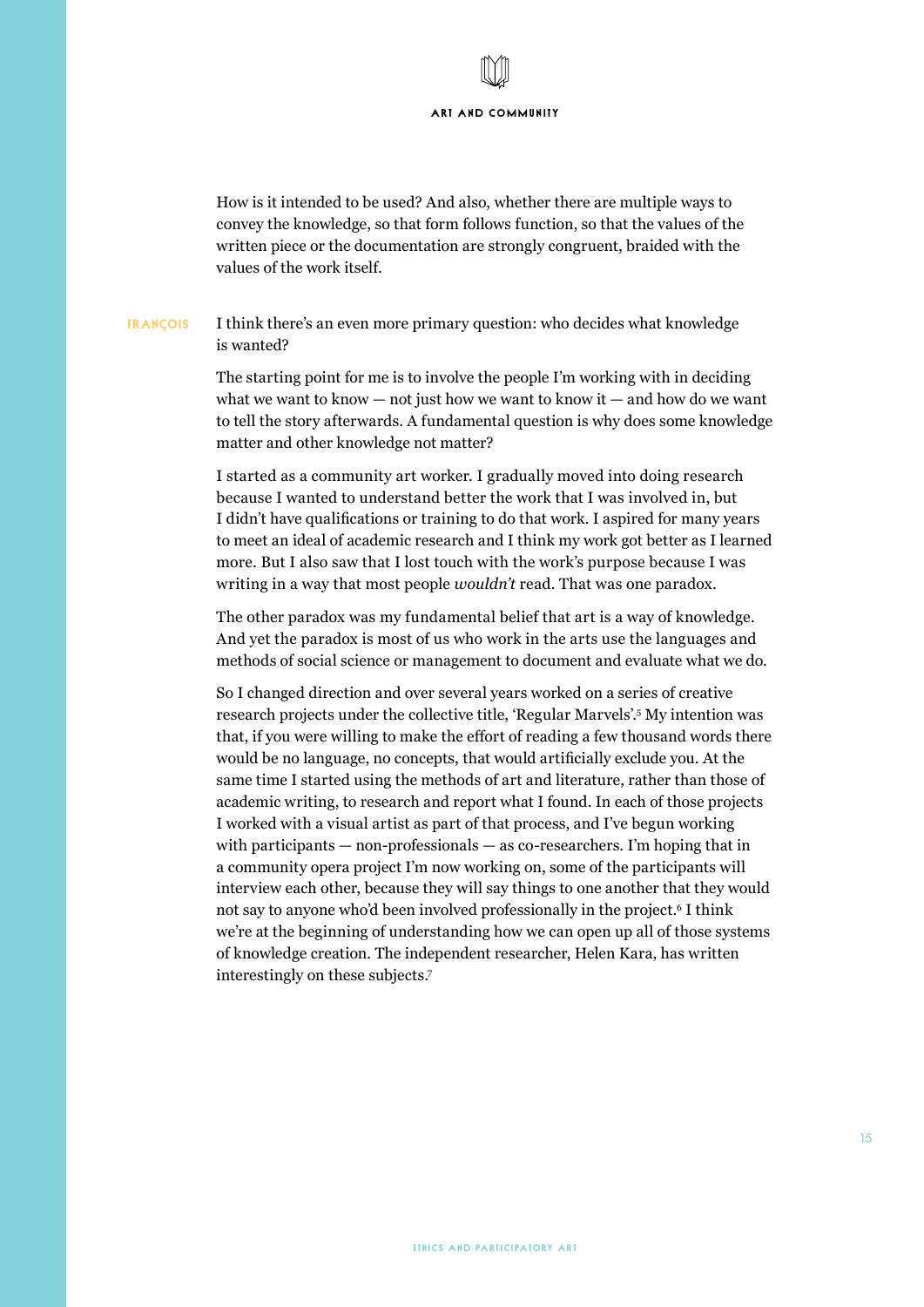How is it intended to be used? And also, whether there are multiple ways to convey the knowledge, so that form follows function, so that the values of the written piece or the documentation are strongly congruent, braided with the values of the work itself.

**FRANÇOIS** I think there's an even more primary question: who decides what knowledge is wanted?

The starting point for me is to involve the people I'm working with in deciding what we want to know — not just how we want to know it — and how do we want to tell the story afterwards. A fundamental question is why does some knowledge matter and other knowledge not matter?

I started as a community art worker. I gradually moved into doing research because I wanted to understand better the work that I was involved in, but I didn't have qualifications or training to do that work. I aspired for many years to meet an ideal of academic research and I think my work got better as I learned more. But I also saw that I lost touch with the work's purpose because I was writing in a way that most people *wouldn't* read. That was one paradox.

The other paradox was my fundamental belief that art is a way of knowledge. And yet the paradox is most of us who work in the arts use the languages and methods of social science or management to document and evaluate what we do.

So I changed direction and over several years worked on a series of creative research projects under the collective title, 'Regular Marvels'.[5] My intention was that, if you were willing to make the effort of reading a few thousand words there would be no language, no concepts, that would artificially exclude you. At the same time I started using the methods of art and literature, rather than those of academic writing, to research and report what I found. In each of those projects I worked with a visual artist as part of that process, and I've begun working with participants — non-professionals — as co-researchers. I'm hoping that in a community opera project I'm now working on, some of the participants will interview each other, because they will say things to one another that they would not say to anyone who'd been involved professionally in the project.[6] I think we're at the beginning of understanding how we can open up all of those systems of knowledge creation. The independent researcher, Helen Kara, has written interestingly on these subjects.[7]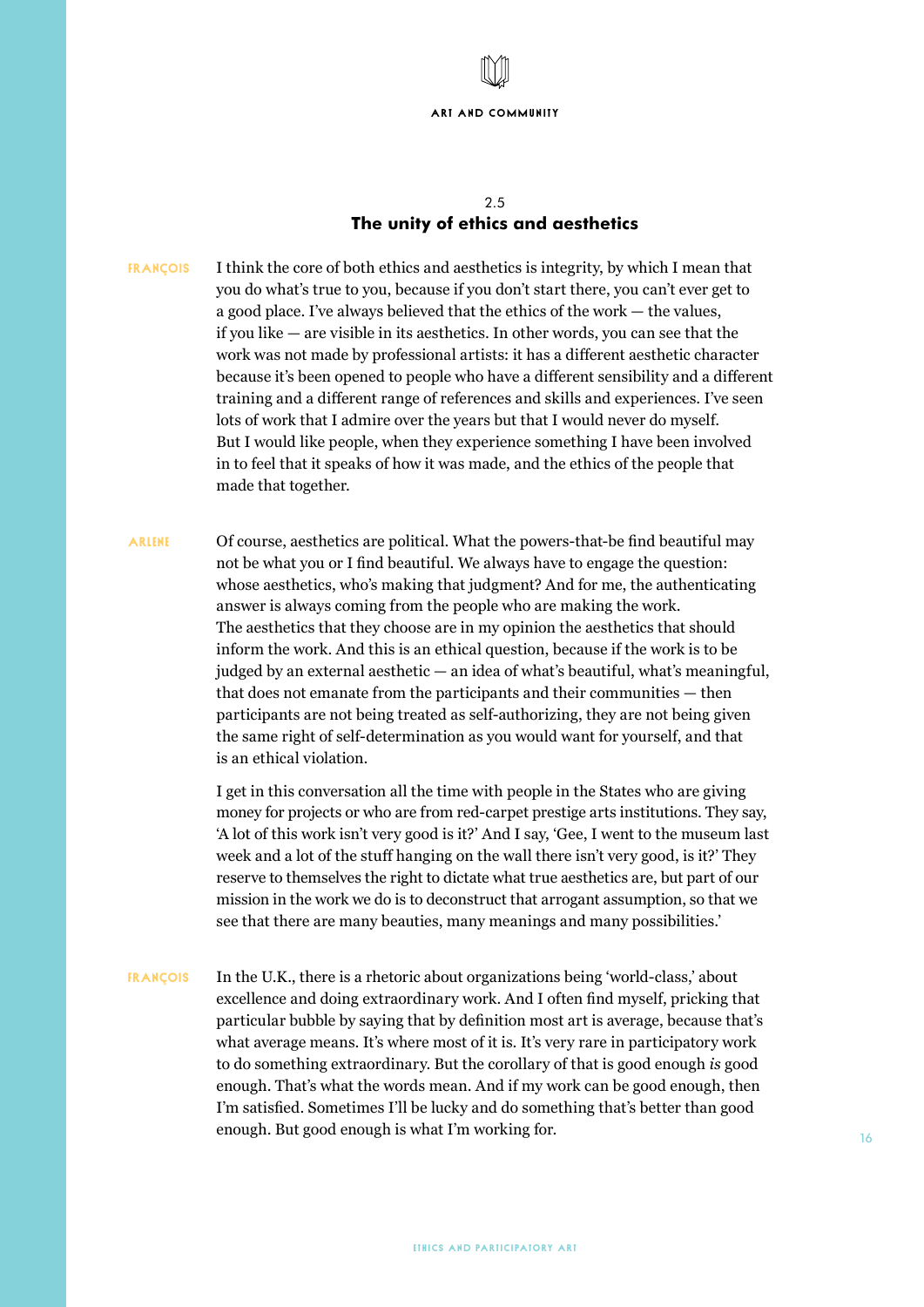## 2.5
## The unity of ethics and aesthetics

**FRANÇOIS** I think the core of both ethics and aesthetics is integrity, by which I mean that you do what's true to you, because if you don't start there, you can't ever get to a good place. I've always believed that the ethics of the work — the values, if you like — are visible in its aesthetics. In other words, you can see that the work was not made by professional artists: it has a different aesthetic character because it's been opened to people who have a different sensibility and a different training and a different range of references and skills and experiences. I've seen lots of work that I admire over the years but that I would never do myself. But I would like people, when they experience something I have been involved in to feel that it speaks of how it was made, and the ethics of the people that made that together.

**ARLENE** Of course, aesthetics are political. What the powers-that-be find beautiful may not be what you or I find beautiful. We always have to engage the question: whose aesthetics, who's making that judgment? And for me, the authenticating answer is always coming from the people who are making the work. The aesthetics that they choose are in my opinion the aesthetics that should inform the work. And this is an ethical question, because if the work is to be judged by an external aesthetic — an idea of what's beautiful, what's meaningful, that does not emanate from the participants and their communities — then participants are not being treated as self-authorizing, they are not being given the same right of self-determination as you would want for yourself, and that is an ethical violation.

I get in this conversation all the time with people in the States who are giving money for projects or who are from red-carpet prestige arts institutions. They say, 'A lot of this work isn't very good is it?' And I say, 'Gee, I went to the museum last week and a lot of the stuff hanging on the wall there isn't very good, is it?' They reserve to themselves the right to dictate what true aesthetics are, but part of our mission in the work we do is to deconstruct that arrogant assumption, so that we see that there are many beauties, many meanings and many possibilities.'

**FRANÇOIS** In the U.K., there is a rhetoric about organizations being 'world-class,' about excellence and doing extraordinary work. And I often find myself, pricking that particular bubble by saying that by definition most art is average, because that's what average means. It's where most of it is. It's very rare in participatory work to do something extraordinary. But the corollary of that is good enough *is* good enough. That's what the words mean. And if my work can be good enough, then I'm satisfied. Sometimes I'll be lucky and do something that's better than good enough. But good enough is what I'm working for.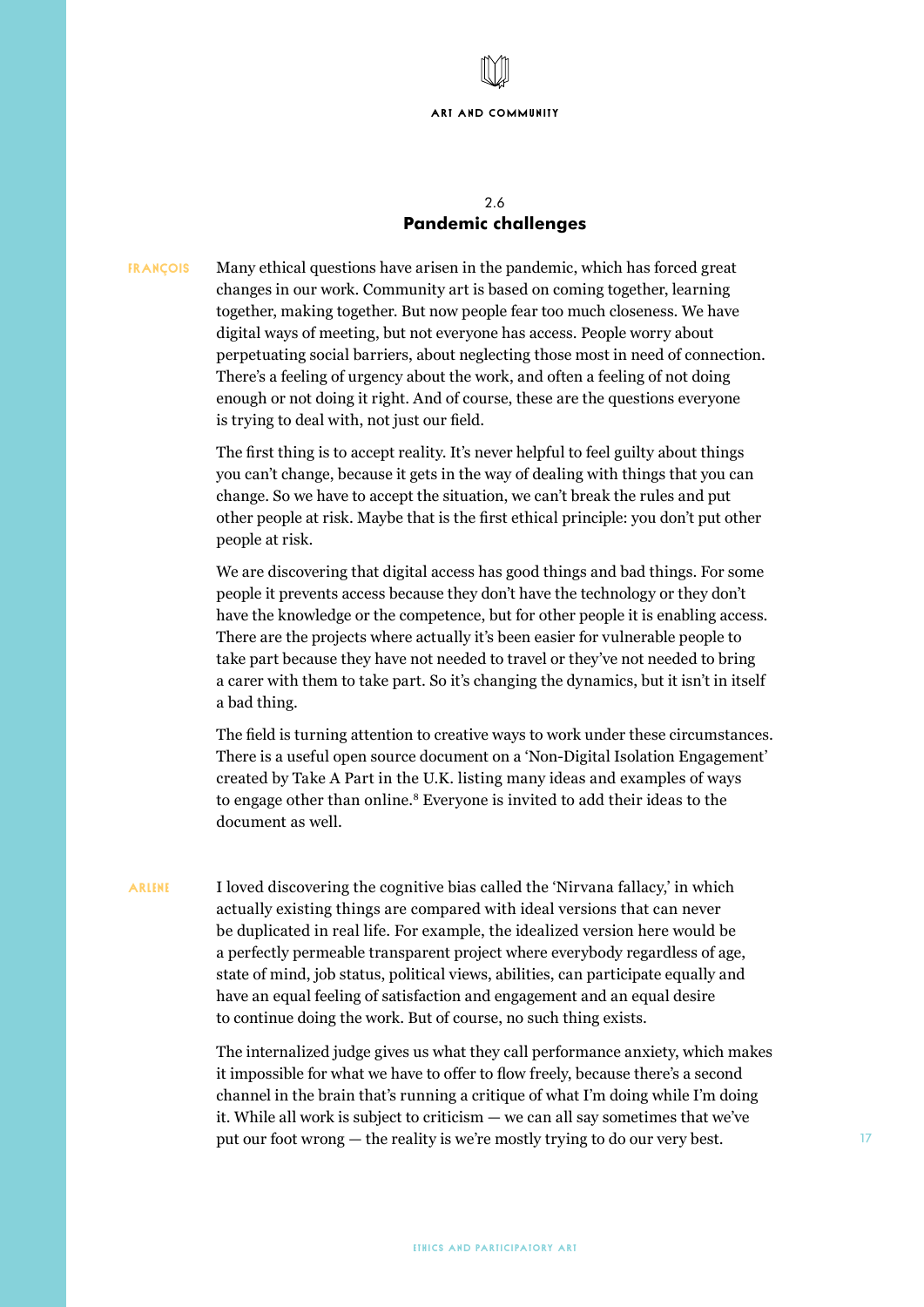## 2.6 Pandemic challenges

**FRANÇOIS** Many ethical questions have arisen in the pandemic, which has forced great changes in our work. Community art is based on coming together, learning together, making together. But now people fear too much closeness. We have digital ways of meeting, but not everyone has access. People worry about perpetuating social barriers, about neglecting those most in need of connection. There's a feeling of urgency about the work, and often a feeling of not doing enough or not doing it right. And of course, these are the questions everyone is trying to deal with, not just our field.

The first thing is to accept reality. It's never helpful to feel guilty about things you can't change, because it gets in the way of dealing with things that you can change. So we have to accept the situation, we can't break the rules and put other people at risk. Maybe that is the first ethical principle: you don't put other people at risk.

We are discovering that digital access has good things and bad things. For some people it prevents access because they don't have the technology or they don't have the knowledge or the competence, but for other people it is enabling access. There are the projects where actually it's been easier for vulnerable people to take part because they have not needed to travel or they've not needed to bring a carer with them to take part. So it's changing the dynamics, but it isn't in itself a bad thing.

The field is turning attention to creative ways to work under these circumstances. There is a useful open source document on a 'Non-Digital Isolation Engagement' created by Take A Part in the U.K. listing many ideas and examples of ways to engage other than online.[8] Everyone is invited to add their ideas to the document as well.

**ARLENE** I loved discovering the cognitive bias called the 'Nirvana fallacy,' in which actually existing things are compared with ideal versions that can never be duplicated in real life. For example, the idealized version here would be a perfectly permeable transparent project where everybody regardless of age, state of mind, job status, political views, abilities, can participate equally and have an equal feeling of satisfaction and engagement and an equal desire to continue doing the work. But of course, no such thing exists.

The internalized judge gives us what they call performance anxiety, which makes it impossible for what we have to offer to flow freely, because there's a second channel in the brain that's running a critique of what I'm doing while I'm doing it. While all work is subject to criticism — we can all say sometimes that we've put our foot wrong — the reality is we're mostly trying to do our very best.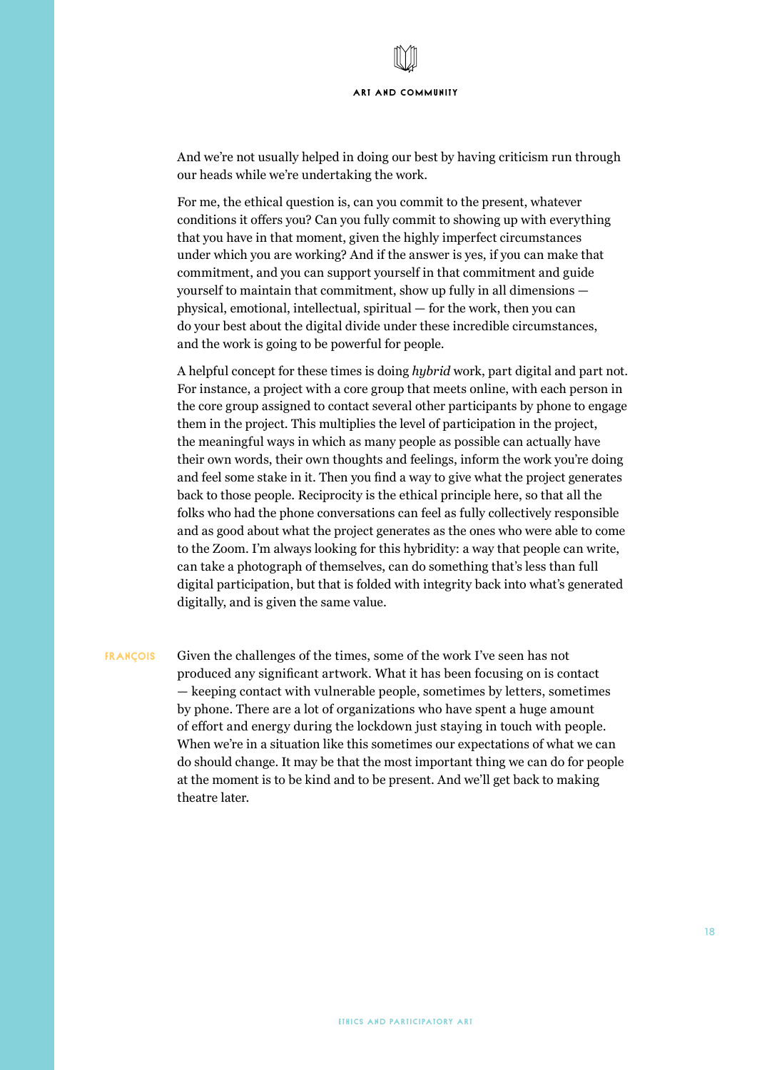And we're not usually helped in doing our best by having criticism run through our heads while we're undertaking the work.

For me, the ethical question is, can you commit to the present, whatever conditions it offers you? Can you fully commit to showing up with everything that you have in that moment, given the highly imperfect circumstances under which you are working? And if the answer is yes, if you can make that commitment, and you can support yourself in that commitment and guide yourself to maintain that commitment, show up fully in all dimensions — physical, emotional, intellectual, spiritual — for the work, then you can do your best about the digital divide under these incredible circumstances, and the work is going to be powerful for people.

A helpful concept for these times is doing *hybrid* work, part digital and part not. For instance, a project with a core group that meets online, with each person in the core group assigned to contact several other participants by phone to engage them in the project. This multiplies the level of participation in the project, the meaningful ways in which as many people as possible can actually have their own words, their own thoughts and feelings, inform the work you're doing and feel some stake in it. Then you find a way to give what the project generates back to those people. Reciprocity is the ethical principle here, so that all the folks who had the phone conversations can feel as fully collectively responsible and as good about what the project generates as the ones who were able to come to the Zoom. I'm always looking for this hybridity: a way that people can write, can take a photograph of themselves, can do something that's less than full digital participation, but that is folded with integrity back into what's generated digitally, and is given the same value.

**FRANÇOIS** Given the challenges of the times, some of the work I've seen has not produced any significant artwork. What it has been focusing on is contact — keeping contact with vulnerable people, sometimes by letters, sometimes by phone. There are a lot of organizations who have spent a huge amount of effort and energy during the lockdown just staying in touch with people. When we're in a situation like this sometimes our expectations of what we can do should change. It may be that the most important thing we can do for people at the moment is to be kind and to be present. And we'll get back to making theatre later.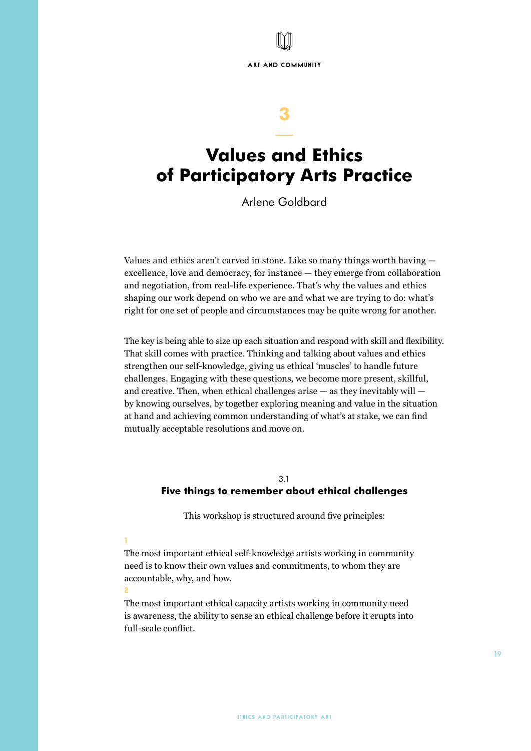# 3

## Values and Ethics of Participatory Arts Practice

Arlene Goldbard

Values and ethics aren't carved in stone. Like so many things worth having — excellence, love and democracy, for instance — they emerge from collaboration and negotiation, from real-life experience. That's why the values and ethics shaping our work depend on who we are and what we are trying to do: what's right for one set of people and circumstances may be quite wrong for another.

The key is being able to size up each situation and respond with skill and flexibility. That skill comes with practice. Thinking and talking about values and ethics strengthen our self-knowledge, giving us ethical 'muscles' to handle future challenges. Engaging with these questions, we become more present, skillful, and creative. Then, when ethical challenges arise — as they inevitably will — by knowing ourselves, by together exploring meaning and value in the situation at hand and achieving common understanding of what's at stake, we can find mutually acceptable resolutions and move on.

### 3.1 Five things to remember about ethical challenges

This workshop is structured around five principles:

1

The most important ethical self-knowledge artists working in community need is to know their own values and commitments, to whom they are accountable, why, and how.

2

The most important ethical capacity artists working in community need is awareness, the ability to sense an ethical challenge before it erupts into full-scale conflict.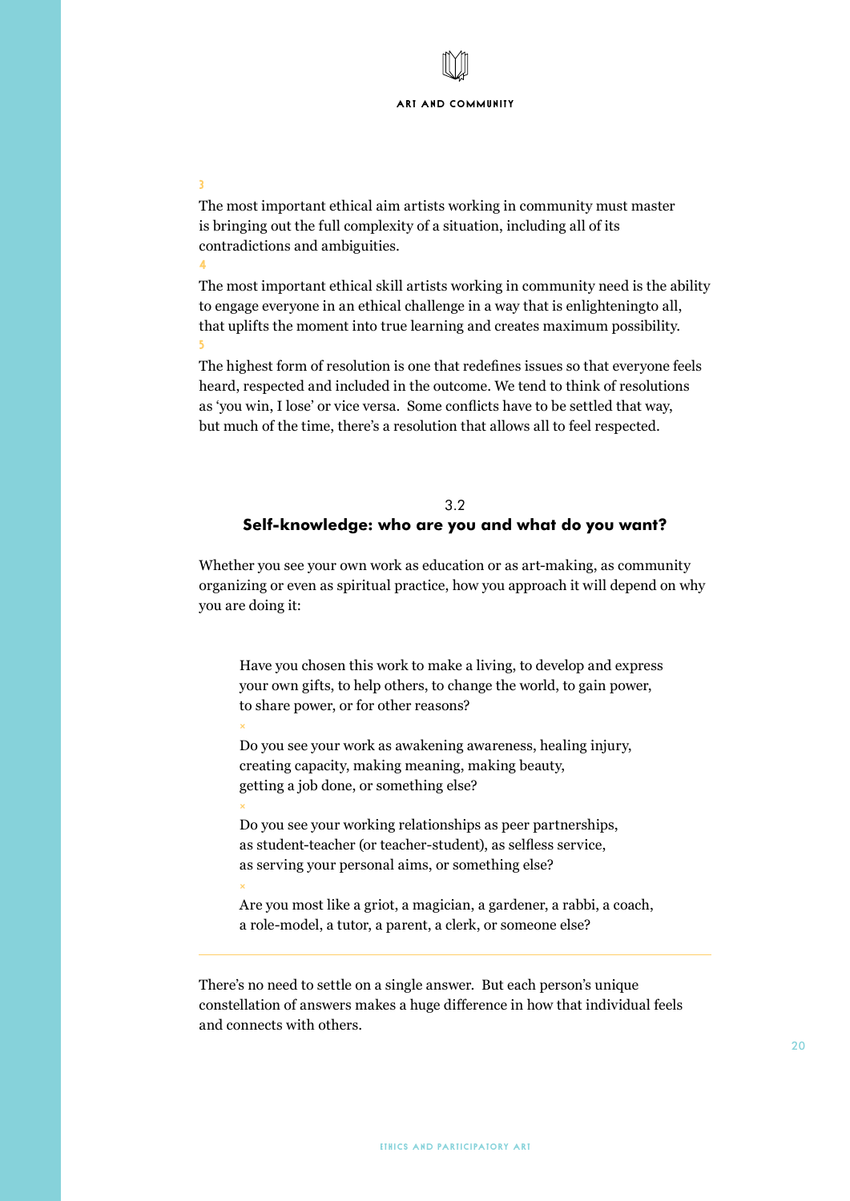3

The most important ethical aim artists working in community must master is bringing out the full complexity of a situation, including all of its contradictions and ambiguities.

4

The most important ethical skill artists working in community need is the ability to engage everyone in an ethical challenge in a way that is enlighteningto all, that uplifts the moment into true learning and creates maximum possibility.

5

The highest form of resolution is one that redefines issues so that everyone feels heard, respected and included in the outcome. We tend to think of resolutions as 'you win, I lose' or vice versa. Some conflicts have to be settled that way, but much of the time, there's a resolution that allows all to feel respected.

## 3.2 Self-knowledge: who are you and what do you want?

Whether you see your own work as education or as art-making, as community organizing or even as spiritual practice, how you approach it will depend on why you are doing it:

> Have you chosen this work to make a living, to develop and express your own gifts, to help others, to change the world, to gain power, to share power, or for other reasons?
>
> ×
>
> Do you see your work as awakening awareness, healing injury, creating capacity, making meaning, making beauty, getting a job done, or something else?
>
> ×
>
> Do you see your working relationships as peer partnerships, as student-teacher (or teacher-student), as selfless service, as serving your personal aims, or something else?
>
> ×
>
> Are you most like a griot, a magician, a gardener, a rabbi, a coach, a role-model, a tutor, a parent, a clerk, or someone else?

---

There's no need to settle on a single answer. But each person's unique constellation of answers makes a huge difference in how that individual feels and connects with others.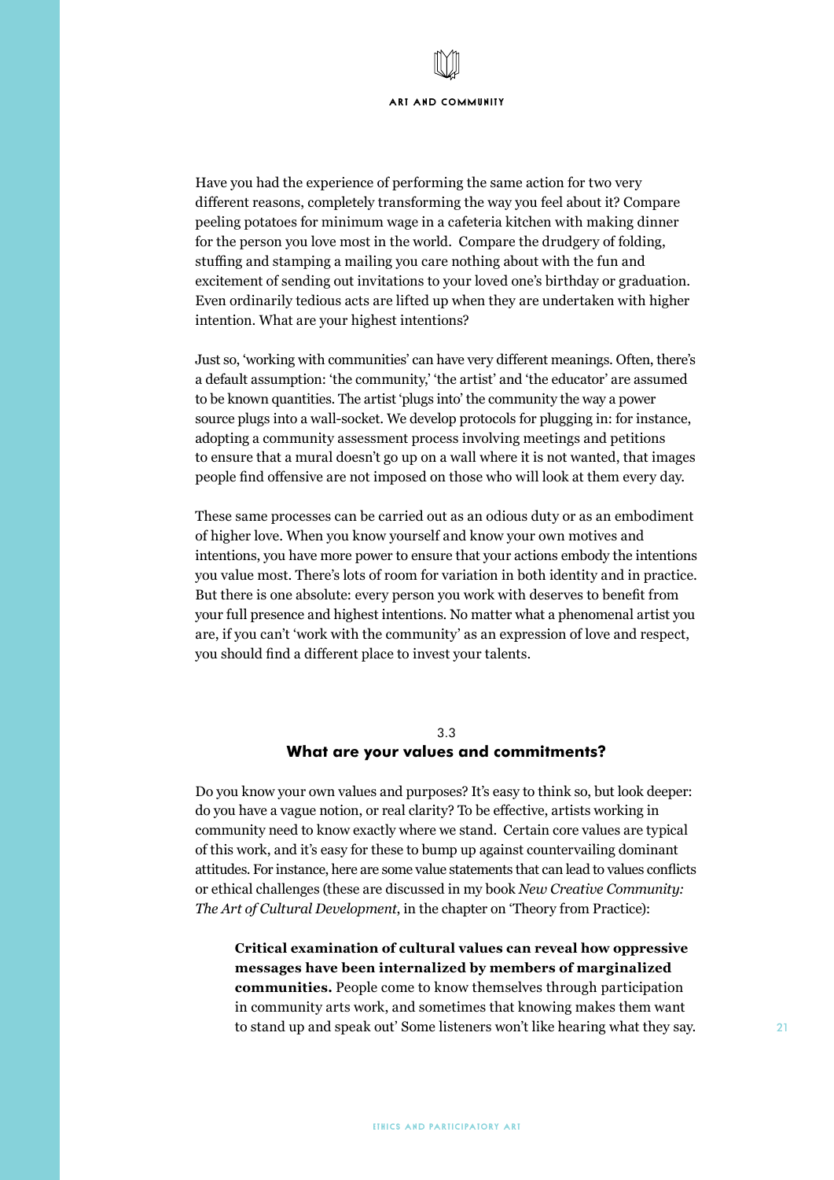Have you had the experience of performing the same action for two very different reasons, completely transforming the way you feel about it? Compare peeling potatoes for minimum wage in a cafeteria kitchen with making dinner for the person you love most in the world. Compare the drudgery of folding, stuffing and stamping a mailing you care nothing about with the fun and excitement of sending out invitations to your loved one's birthday or graduation. Even ordinarily tedious acts are lifted up when they are undertaken with higher intention. What are your highest intentions?

Just so, 'working with communities' can have very different meanings. Often, there's a default assumption: 'the community,' 'the artist' and 'the educator' are assumed to be known quantities. The artist 'plugs into' the community the way a power source plugs into a wall-socket. We develop protocols for plugging in: for instance, adopting a community assessment process involving meetings and petitions to ensure that a mural doesn't go up on a wall where it is not wanted, that images people find offensive are not imposed on those who will look at them every day.

These same processes can be carried out as an odious duty or as an embodiment of higher love. When you know yourself and know your own motives and intentions, you have more power to ensure that your actions embody the intentions you value most. There's lots of room for variation in both identity and in practice. But there is one absolute: every person you work with deserves to benefit from your full presence and highest intentions. No matter what a phenomenal artist you are, if you can't 'work with the community' as an expression of love and respect, you should find a different place to invest your talents.

## 3.3 What are your values and commitments?

Do you know your own values and purposes? It's easy to think so, but look deeper: do you have a vague notion, or real clarity? To be effective, artists working in community need to know exactly where we stand. Certain core values are typical of this work, and it's easy for these to bump up against countervailing dominant attitudes. For instance, here are some value statements that can lead to values conflicts or ethical challenges (these are discussed in my book *New Creative Community: The Art of Cultural Development,* in the chapter on 'Theory from Practice):

> **Critical examination of cultural values can reveal how oppressive messages have been internalized by members of marginalized communities.** People come to know themselves through participation in community arts work, and sometimes that knowing makes them want to stand up and speak out' Some listeners won't like hearing what they say.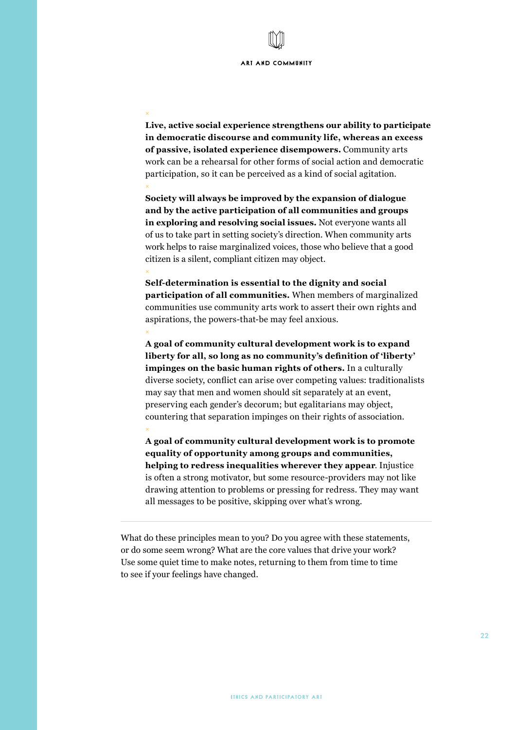×

**Live, active social experience strengthens our ability to participate in democratic discourse and community life, whereas an excess of passive, isolated experience disempowers.** Community arts work can be a rehearsal for other forms of social action and democratic participation, so it can be perceived as a kind of social agitation.

×

**Society will always be improved by the expansion of dialogue and by the active participation of all communities and groups in exploring and resolving social issues.** Not everyone wants all of us to take part in setting society's direction. When community arts work helps to raise marginalized voices, those who believe that a good citizen is a silent, compliant citizen may object.

×

**Self-determination is essential to the dignity and social participation of all communities.** When members of marginalized communities use community arts work to assert their own rights and aspirations, the powers-that-be may feel anxious.

×

**A goal of community cultural development work is to expand liberty for all, so long as no community's definition of 'liberty' impinges on the basic human rights of others.** In a culturally diverse society, conflict can arise over competing values: traditionalists may say that men and women should sit separately at an event, preserving each gender's decorum; but egalitarians may object, countering that separation impinges on their rights of association.

×

**A goal of community cultural development work is to promote equality of opportunity among groups and communities, helping to redress inequalities wherever they appear**. Injustice is often a strong motivator, but some resource-providers may not like drawing attention to problems or pressing for redress. They may want all messages to be positive, skipping over what's wrong.

---

What do these principles mean to you? Do you agree with these statements, or do some seem wrong? What are the core values that drive your work? Use some quiet time to make notes, returning to them from time to time to see if your feelings have changed.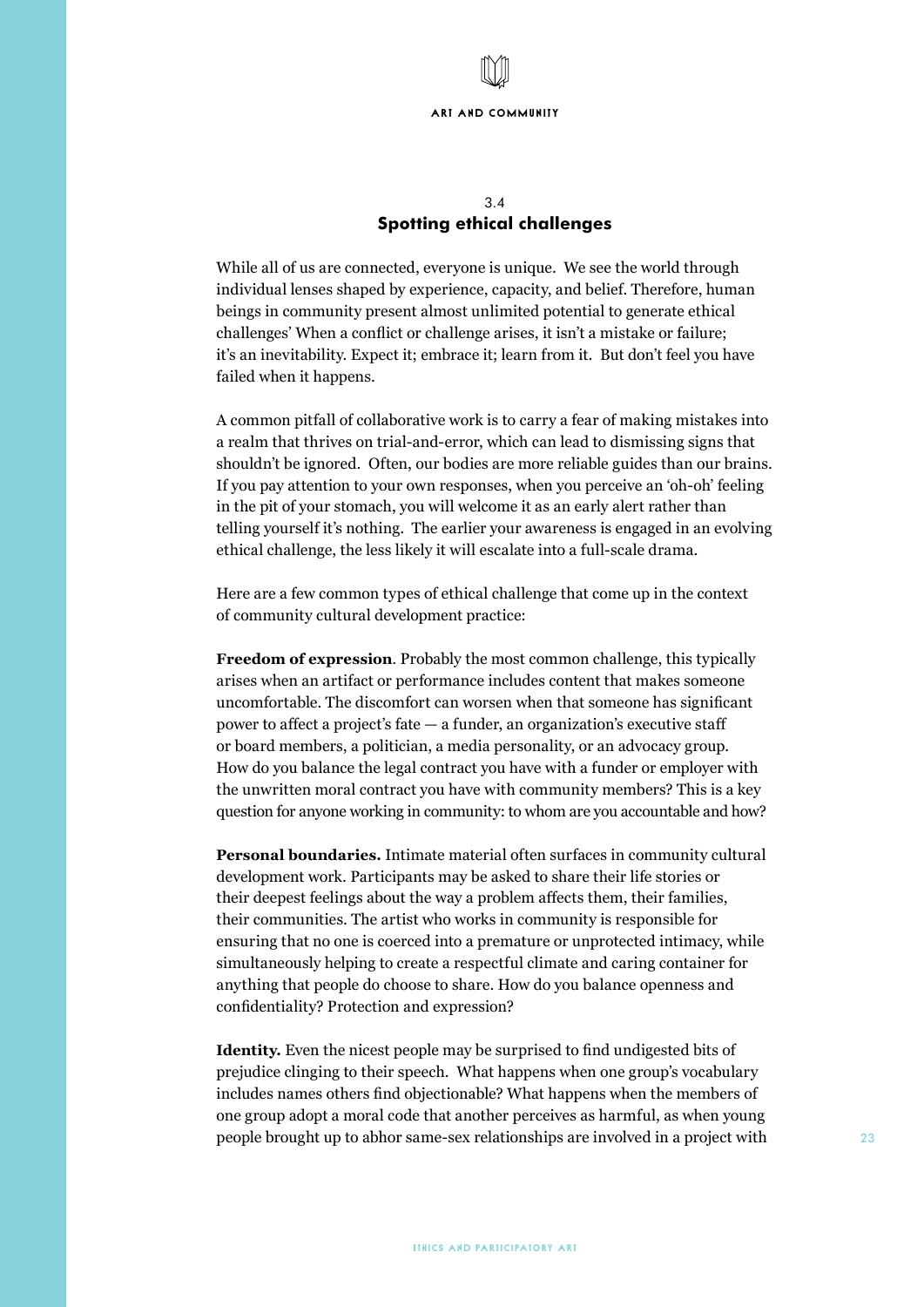### 3.4
### Spotting ethical challenges

While all of us are connected, everyone is unique. We see the world through individual lenses shaped by experience, capacity, and belief. Therefore, human beings in community present almost unlimited potential to generate ethical challenges' When a conflict or challenge arises, it isn't a mistake or failure; it's an inevitability. Expect it; embrace it; learn from it. But don't feel you have failed when it happens.

A common pitfall of collaborative work is to carry a fear of making mistakes into a realm that thrives on trial-and-error, which can lead to dismissing signs that shouldn't be ignored. Often, our bodies are more reliable guides than our brains. If you pay attention to your own responses, when you perceive an 'oh-oh' feeling in the pit of your stomach, you will welcome it as an early alert rather than telling yourself it's nothing. The earlier your awareness is engaged in an evolving ethical challenge, the less likely it will escalate into a full-scale drama.

Here are a few common types of ethical challenge that come up in the context of community cultural development practice:

**Freedom of expression**. Probably the most common challenge, this typically arises when an artifact or performance includes content that makes someone uncomfortable. The discomfort can worsen when that someone has significant power to affect a project's fate — a funder, an organization's executive staff or board members, a politician, a media personality, or an advocacy group. How do you balance the legal contract you have with a funder or employer with the unwritten moral contract you have with community members? This is a key question for anyone working in community: to whom are you accountable and how?

**Personal boundaries.** Intimate material often surfaces in community cultural development work. Participants may be asked to share their life stories or their deepest feelings about the way a problem affects them, their families, their communities. The artist who works in community is responsible for ensuring that no one is coerced into a premature or unprotected intimacy, while simultaneously helping to create a respectful climate and caring container for anything that people do choose to share. How do you balance openness and confidentiality? Protection and expression?

**Identity.** Even the nicest people may be surprised to find undigested bits of prejudice clinging to their speech. What happens when one group's vocabulary includes names others find objectionable? What happens when the members of one group adopt a moral code that another perceives as harmful, as when young people brought up to abhor same-sex relationships are involved in a project with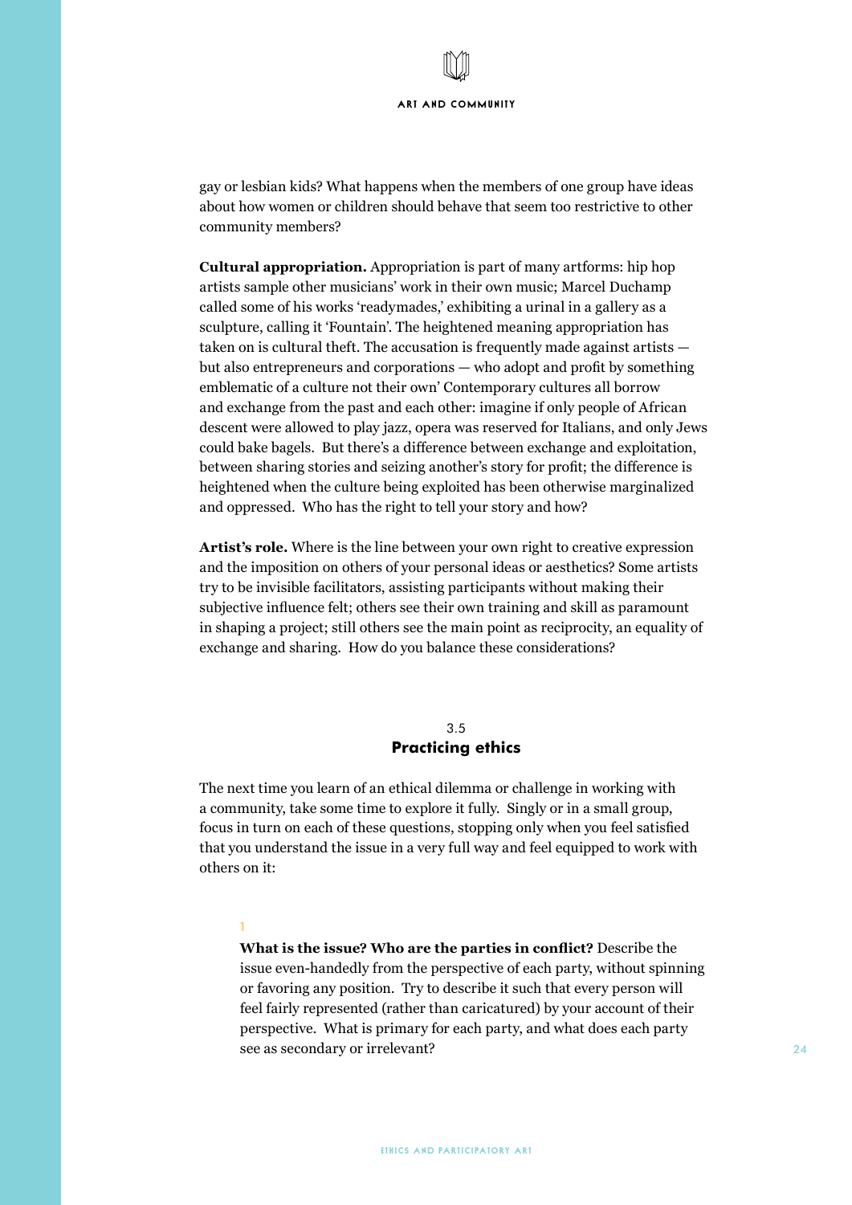gay or lesbian kids? What happens when the members of one group have ideas about how women or children should behave that seem too restrictive to other community members?

**Cultural appropriation.** Appropriation is part of many artforms: hip hop artists sample other musicians' work in their own music; Marcel Duchamp called some of his works 'readymades,' exhibiting a urinal in a gallery as a sculpture, calling it 'Fountain'. The heightened meaning appropriation has taken on is cultural theft. The accusation is frequently made against artists — but also entrepreneurs and corporations — who adopt and profit by something emblematic of a culture not their own' Contemporary cultures all borrow and exchange from the past and each other: imagine if only people of African descent were allowed to play jazz, opera was reserved for Italians, and only Jews could bake bagels. But there's a difference between exchange and exploitation, between sharing stories and seizing another's story for profit; the difference is heightened when the culture being exploited has been otherwise marginalized and oppressed. Who has the right to tell your story and how?

**Artist's role.** Where is the line between your own right to creative expression and the imposition on others of your personal ideas or aesthetics? Some artists try to be invisible facilitators, assisting participants without making their subjective influence felt; others see their own training and skill as paramount in shaping a project; still others see the main point as reciprocity, an equality of exchange and sharing. How do you balance these considerations?

## 3.5 Practicing ethics

The next time you learn of an ethical dilemma or challenge in working with a community, take some time to explore it fully. Singly or in a small group, focus in turn on each of these questions, stopping only when you feel satisfied that you understand the issue in a very full way and feel equipped to work with others on it:

1

**What is the issue? Who are the parties in conflict?** Describe the issue even-handedly from the perspective of each party, without spinning or favoring any position. Try to describe it such that every person will feel fairly represented (rather than caricatured) by your account of their perspective. What is primary for each party, and what does each party see as secondary or irrelevant?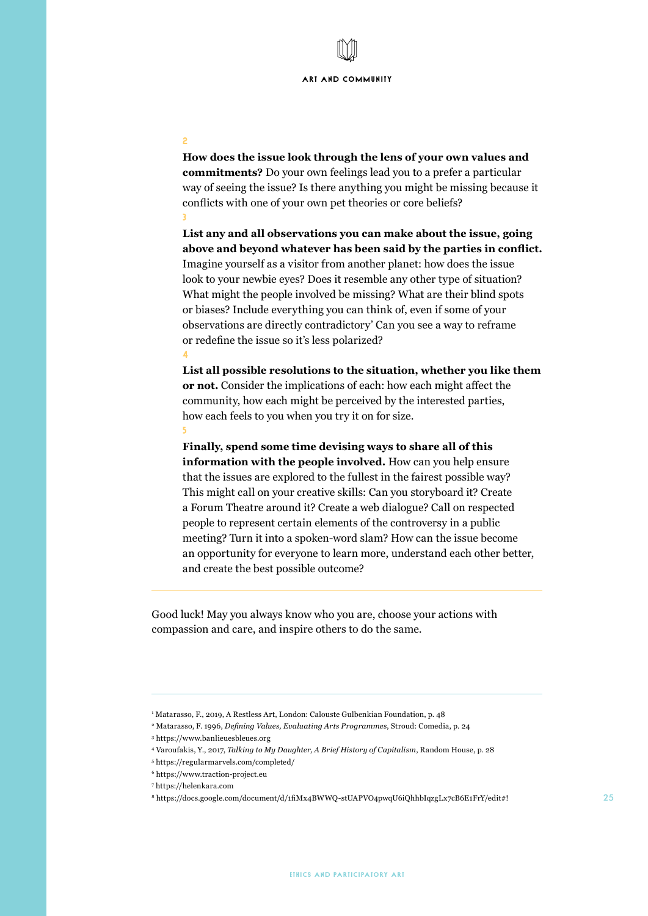2

**How does the issue look through the lens of your own values and commitments?** Do your own feelings lead you to a prefer a particular way of seeing the issue? Is there anything you might be missing because it conflicts with one of your own pet theories or core beliefs?

3

**List any and all observations you can make about the issue, going above and beyond whatever has been said by the parties in conflict.** Imagine yourself as a visitor from another planet: how does the issue look to your newbie eyes? Does it resemble any other type of situation? What might the people involved be missing? What are their blind spots or biases? Include everything you can think of, even if some of your observations are directly contradictory' Can you see a way to reframe or redefine the issue so it's less polarized?

4

**List all possible resolutions to the situation, whether you like them or not.** Consider the implications of each: how each might affect the community, how each might be perceived by the interested parties, how each feels to you when you try it on for size.

5

**Finally, spend some time devising ways to share all of this information with the people involved.** How can you help ensure that the issues are explored to the fullest in the fairest possible way? This might call on your creative skills: Can you storyboard it? Create a Forum Theatre around it? Create a web dialogue? Call on respected people to represent certain elements of the controversy in a public meeting? Turn it into a spoken-word slam? How can the issue become an opportunity for everyone to learn more, understand each other better, and create the best possible outcome?

---

Good luck! May you always know who you are, choose your actions with compassion and care, and inspire others to do the same.

---

[1] Matarasso, F., 2019, A Restless Art, London: Calouste Gulbenkian Foundation, p. 48

[2] Matarasso, F. 1996, *Defining Values, Evaluating Arts Programmes*, Stroud: Comedia, p. 24

[3] https://www.banlieuesbleues.org

[4] Varoufakis, Y., 2017, *Talking to My Daughter, A Brief History of Capitalism*, Random House, p. 28

[5] https://regularmarvels.com/completed/

[6] https://www.traction-project.eu

[7] https://helenkara.com

[8] https://docs.google.com/document/d/1fiMx4BWWQ-stUAPVO4pwqU6iQhhbIqzgLx7cB6E1FrY/edit#!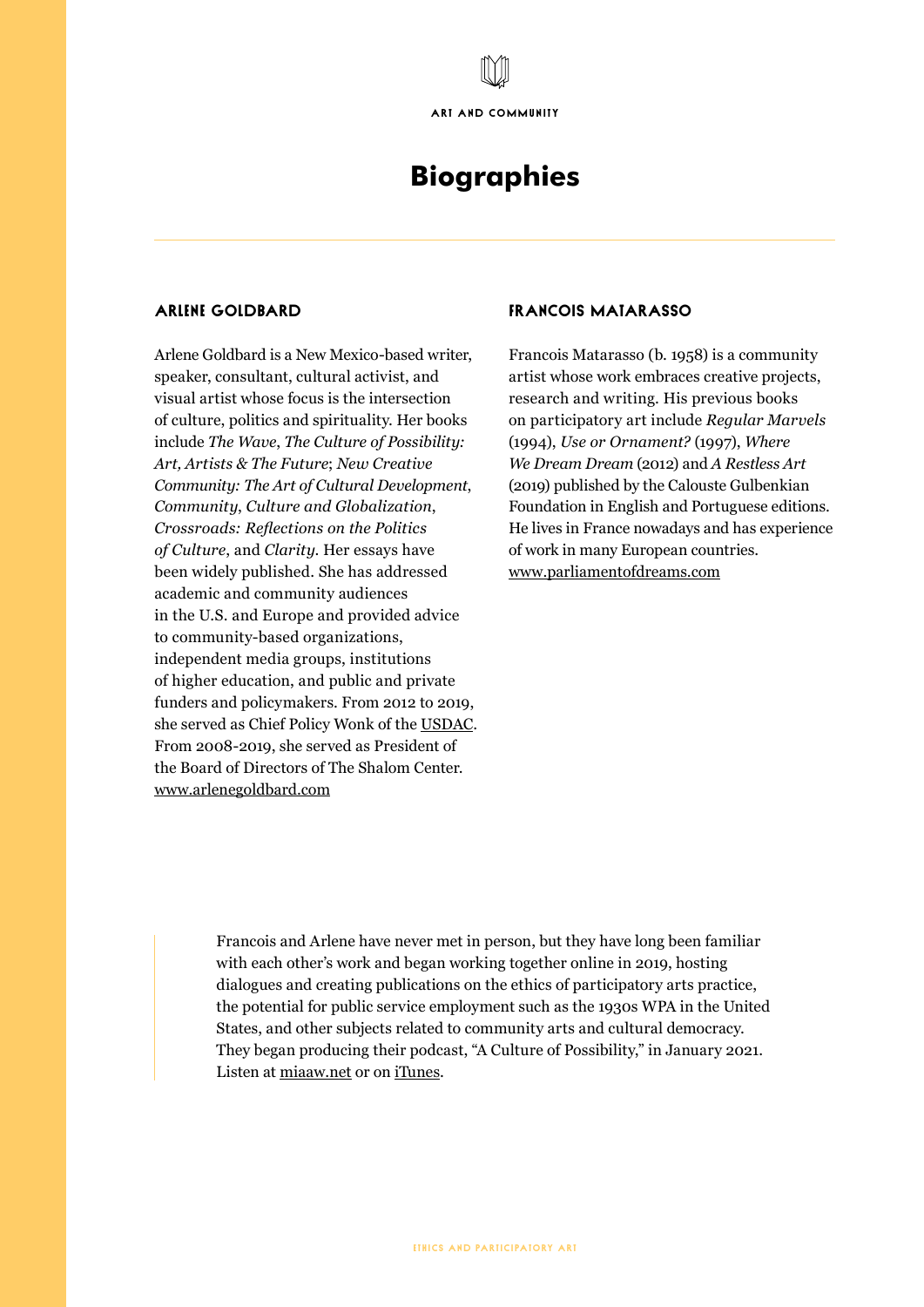# Biographies

## Arlene Goldbard

Arlene Goldbard is a New Mexico-based writer, speaker, consultant, cultural activist, and visual artist whose focus is the intersection of culture, politics and spirituality. Her books include *The Wave*, *The Culture of Possibility: Art, Artists & The Future*; *New Creative Community: The Art of Cultural Development*, *Community*, *Culture and Globalization*, *Crossroads: Reflections on the Politics of Culture*, and *Clarity*. Her essays have been widely published. She has addressed academic and community audiences in the U.S. and Europe and provided advice to community-based organizations, independent media groups, institutions of higher education, and public and private funders and policymakers. From 2012 to 2019, she served as Chief Policy Wonk of the USDAC. From 2008-2019, she served as President of the Board of Directors of The Shalom Center. www.arlenegoldbard.com

## Francois Matarasso

Francois Matarasso (b. 1958) is a community artist whose work embraces creative projects, research and writing. His previous books on participatory art include *Regular Marvels* (1994), *Use or Ornament?* (1997), *Where We Dream Dream* (2012) and *A Restless Art* (2019) published by the Calouste Gulbenkian Foundation in English and Portuguese editions. He lives in France nowadays and has experience of work in many European countries. www.parliamentofdreams.com

> Francois and Arlene have never met in person, but they have long been familiar with each other's work and began working together online in 2019, hosting dialogues and creating publications on the ethics of participatory arts practice, the potential for public service employment such as the 1930s WPA in the United States, and other subjects related to community arts and cultural democracy. They began producing their podcast, "A Culture of Possibility," in January 2021. Listen at miaaw.net or on iTunes.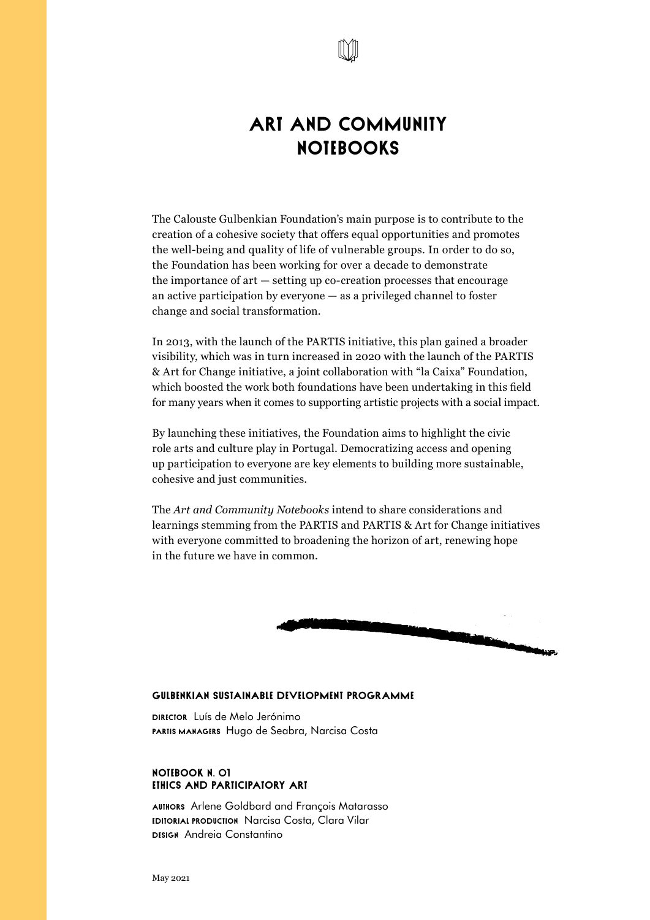# ART AND COMMUNITY NOTEBOOKS

The Calouste Gulbenkian Foundation's main purpose is to contribute to the creation of a cohesive society that offers equal opportunities and promotes the well-being and quality of life of vulnerable groups. In order to do so, the Foundation has been working for over a decade to demonstrate the importance of art — setting up co-creation processes that encourage an active participation by everyone — as a privileged channel to foster change and social transformation.

In 2013, with the launch of the PARTIS initiative, this plan gained a broader visibility, which was in turn increased in 2020 with the launch of the PARTIS & Art for Change initiative, a joint collaboration with "la Caixa" Foundation, which boosted the work both foundations have been undertaking in this field for many years when it comes to supporting artistic projects with a social impact.

By launching these initiatives, the Foundation aims to highlight the civic role arts and culture play in Portugal. Democratizing access and opening up participation to everyone are key elements to building more sustainable, cohesive and just communities.

The *Art and Community Notebooks* intend to share considerations and learnings stemming from the PARTIS and PARTIS & Art for Change initiatives with everyone committed to broadening the horizon of art, renewing hope in the future we have in common.

**GULBENKIAN SUSTAINABLE DEVELOPMENT PROGRAMME**

**DIRECTOR** Luís de Melo Jerónimo
**PARTIS MANAGERS** Hugo de Seabra, Narcisa Costa

**NOTEBOOK N. 01**
**ETHICS AND PARTICIPATORY ART**

**AUTHORS** Arlene Goldbard and François Matarasso
**EDITORIAL PRODUCTION** Narcisa Costa, Clara Vilar
**DESIGN** Andreia Constantino

May 2021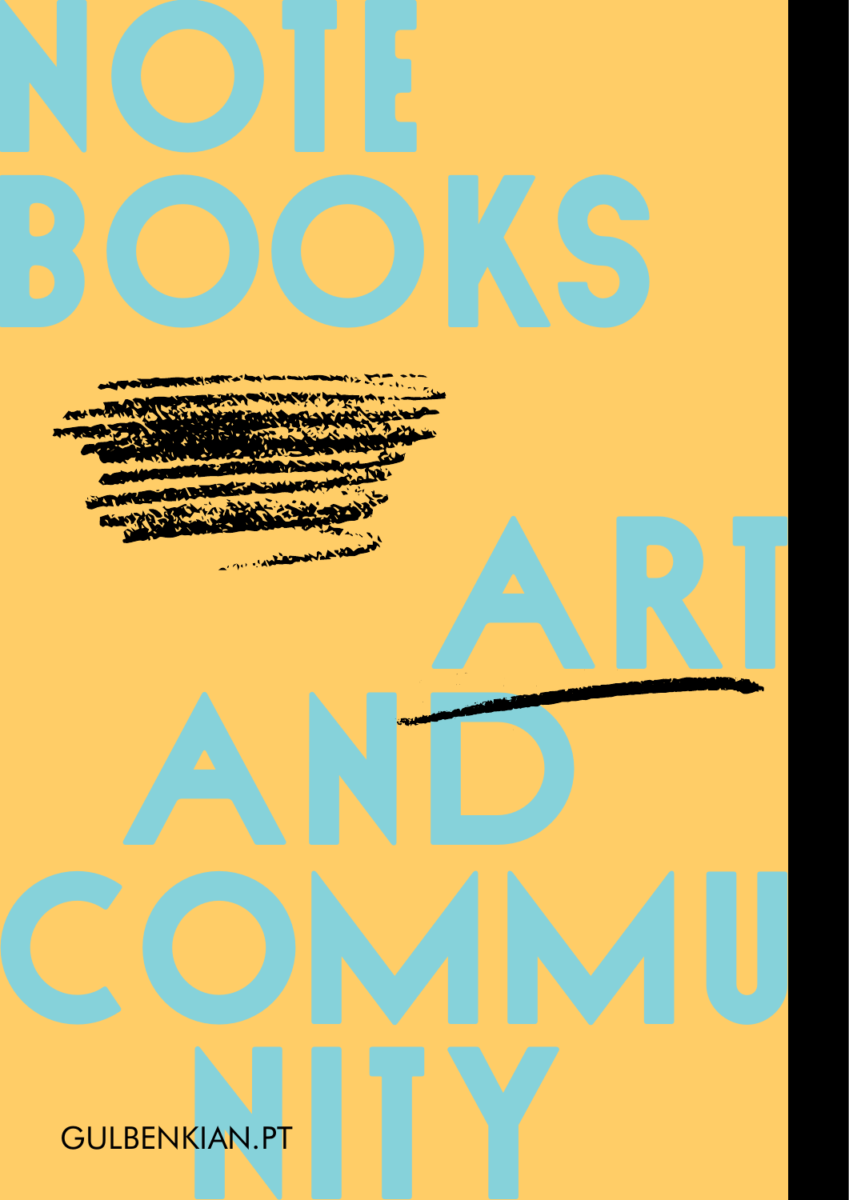# NOTEBOOKS

# ART AND COMMUNITY

GULBENKIAN.PT